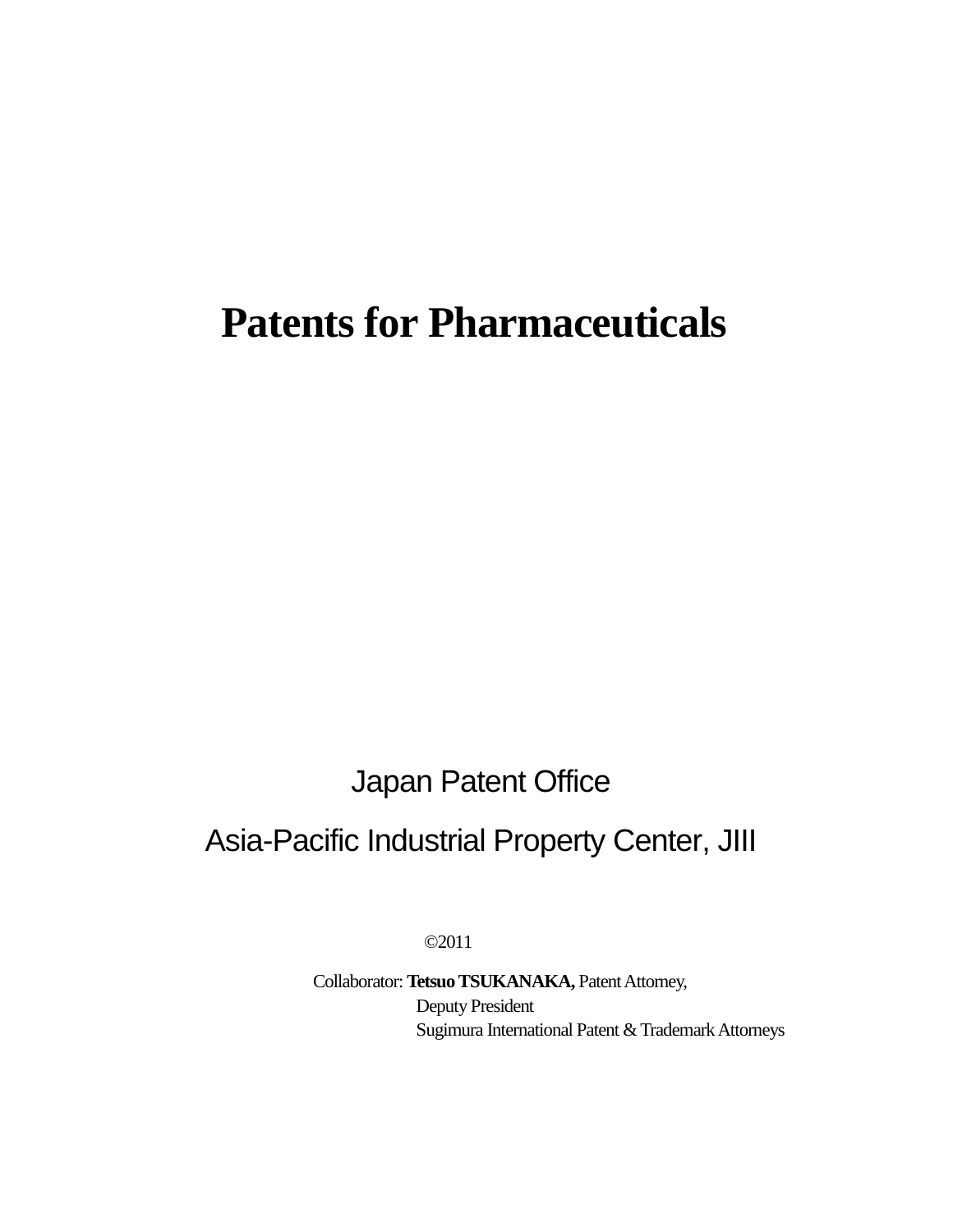# Patents for Pharmaceuticals

Japan Patent Office

Asia-Pacific Industrial Property Center, JIII

©2011

Collaborator: **Tetsuo TSUKANAKA,** Patent Attorney,
Deputy President
Sugimura International Patent & Trademark Attorneys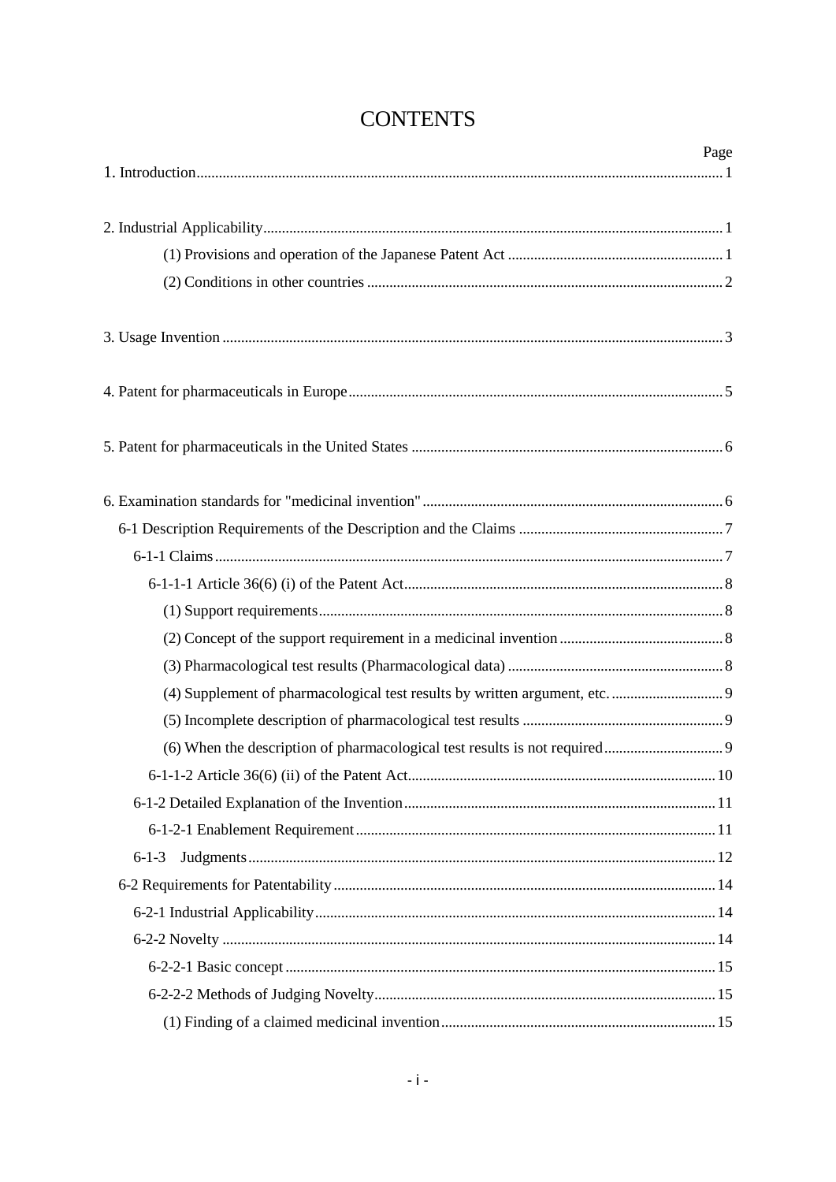# CONTENTS

| | Page |
|---|---|
| 1. Introduction | 1 |
| 2. Industrial Applicability | 1 |
| (1) Provisions and operation of the Japanese Patent Act | 1 |
| (2) Conditions in other countries | 2 |
| 3. Usage Invention | 3 |
| 4. Patent for pharmaceuticals in Europe | 5 |
| 5. Patent for pharmaceuticals in the United States | 6 |
| 6. Examination standards for "medicinal invention" | 6 |
| 6-1 Description Requirements of the Description and the Claims | 7 |
| 6-1-1 Claims | 7 |
| 6-1-1-1 Article 36(6) (i) of the Patent Act | 8 |
| (1) Support requirements | 8 |
| (2) Concept of the support requirement in a medicinal invention | 8 |
| (3) Pharmacological test results (Pharmacological data) | 8 |
| (4) Supplement of pharmacological test results by written argument, etc. | 9 |
| (5) Incomplete description of pharmacological test results | 9 |
| (6) When the description of pharmacological test results is not required | 9 |
| 6-1-1-2 Article 36(6) (ii) of the Patent Act | 10 |
| 6-1-2 Detailed Explanation of the Invention | 11 |
| 6-1-2-1 Enablement Requirement | 11 |
| 6-1-3 Judgments | 12 |
| 6-2 Requirements for Patentability | 14 |
| 6-2-1 Industrial Applicability | 14 |
| 6-2-2 Novelty | 14 |
| 6-2-2-1 Basic concept | 15 |
| 6-2-2-2 Methods of Judging Novelty | 15 |
| (1) Finding of a claimed medicinal invention | 15 |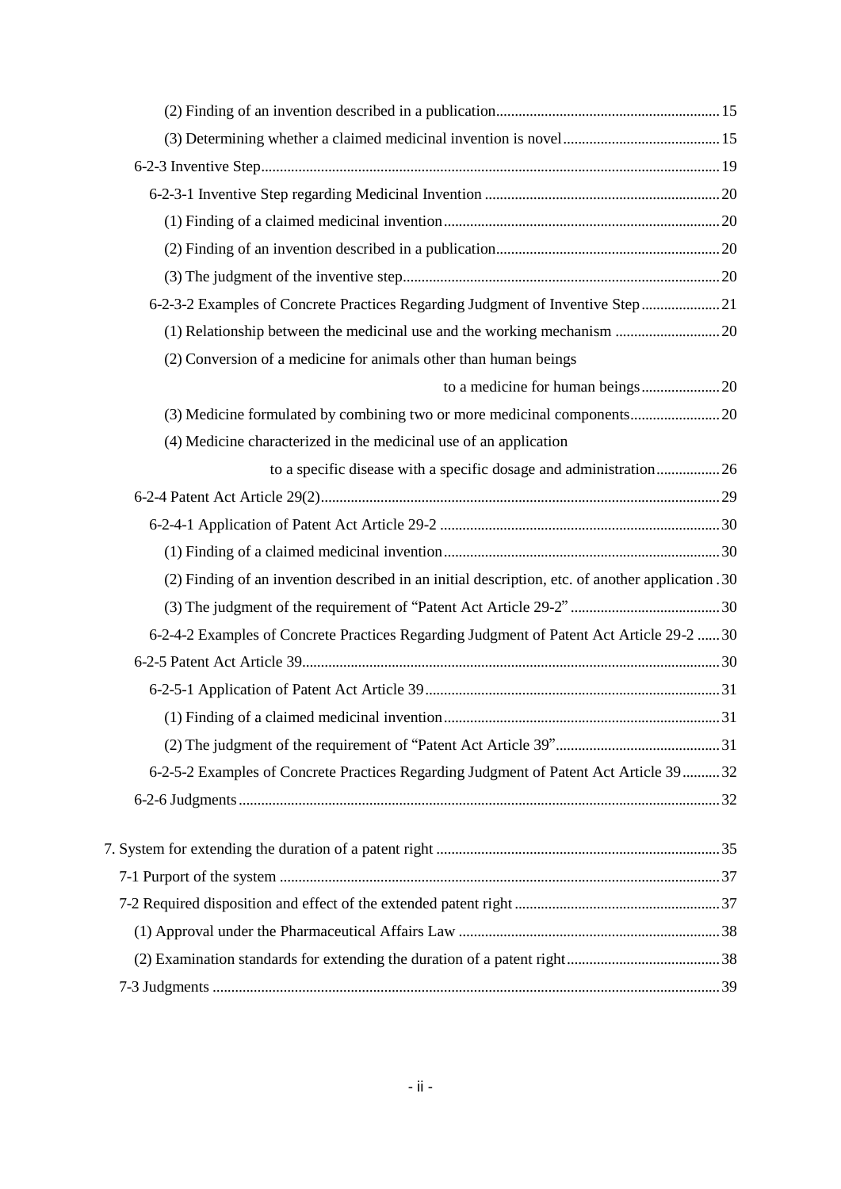(2) Finding of an invention described in a publication........................................................... 15

(3) Determining whether a claimed medicinal invention is novel.......................................... 15

6-2-3 Inventive Step.......................................................................................................... 19

6-2-3-1 Inventive Step regarding Medicinal Invention .............................................................. 20

(1) Finding of a claimed medicinal invention......................................................................... 20

(2) Finding of an invention described in a publication........................................................... 20

(3) The judgment of the inventive step.................................................................................... 20

6-2-3-2 Examples of Concrete Practices Regarding Judgment of Inventive Step..................... 21

(1) Relationship between the medicinal use and the working mechanism ............................ 20

(2) Conversion of a medicine for animals other than human beings to a medicine for human beings..................... 20

(3) Medicine formulated by combining two or more medicinal components........................ 20

(4) Medicine characterized in the medicinal use of an application to a specific disease with a specific dosage and administration................. 26

6-2-4 Patent Act Article 29(2)......................................................................................................... 29

6-2-4-1 Application of Patent Act Article 29-2 .......................................................................... 30

(1) Finding of a claimed medicinal invention......................................................................... 30

(2) Finding of an invention described in an initial description, etc. of another application . 30

(3) The judgment of the requirement of "Patent Act Article 29-2" ........................................ 30

6-2-4-2 Examples of Concrete Practices Regarding Judgment of Patent Act Article 29-2 ...... 30

6-2-5 Patent Act Article 39.............................................................................................................. 30

6-2-5-1 Application of Patent Act Article 39.............................................................................. 31

(1) Finding of a claimed medicinal invention......................................................................... 31

(2) The judgment of the requirement of "Patent Act Article 39"............................................ 31

6-2-5-2 Examples of Concrete Practices Regarding Judgment of Patent Act Article 39.......... 32

6-2-6 Judgments............................................................................................................................... 32

7. System for extending the duration of a patent right ........................................................................... 35

7-1 Purport of the system ..................................................................................................................... 37

7-2 Required disposition and effect of the extended patent right ....................................................... 37

(1) Approval under the Pharmaceutical Affairs Law ..................................................................... 38

(2) Examination standards for extending the duration of a patent right......................................... 38

7-3 Judgments ...................................................................................................................................... 39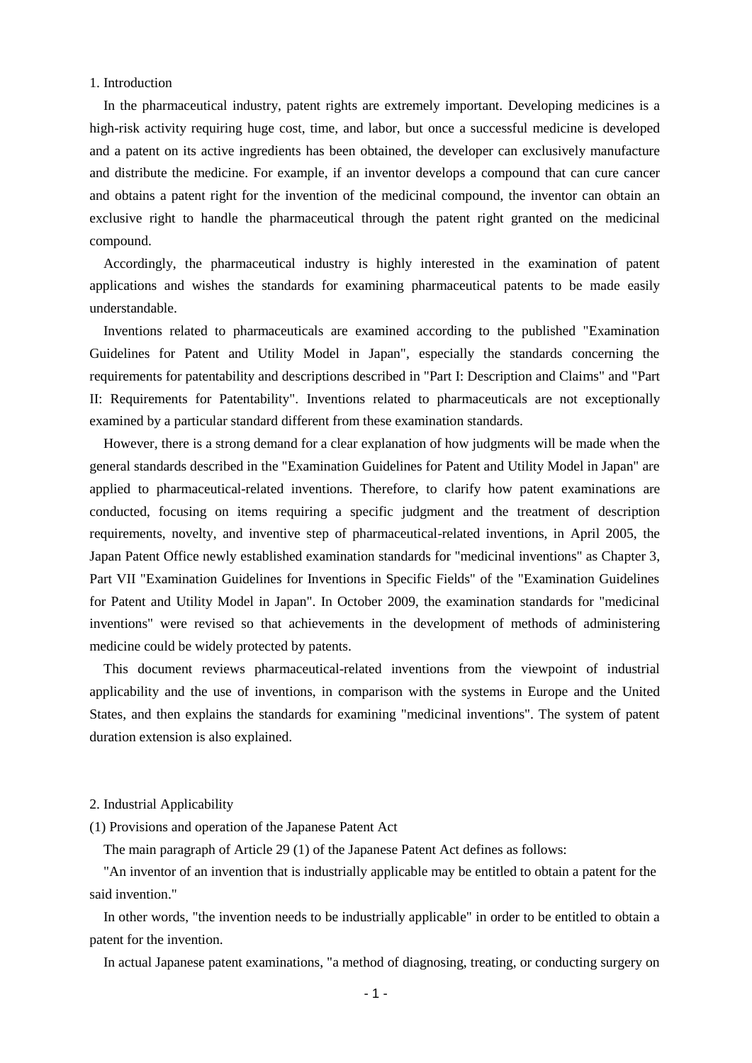## 1. Introduction

In the pharmaceutical industry, patent rights are extremely important. Developing medicines is a high-risk activity requiring huge cost, time, and labor, but once a successful medicine is developed and a patent on its active ingredients has been obtained, the developer can exclusively manufacture and distribute the medicine. For example, if an inventor develops a compound that can cure cancer and obtains a patent right for the invention of the medicinal compound, the inventor can obtain an exclusive right to handle the pharmaceutical through the patent right granted on the medicinal compound.

Accordingly, the pharmaceutical industry is highly interested in the examination of patent applications and wishes the standards for examining pharmaceutical patents to be made easily understandable.

Inventions related to pharmaceuticals are examined according to the published "Examination Guidelines for Patent and Utility Model in Japan", especially the standards concerning the requirements for patentability and descriptions described in "Part I: Description and Claims" and "Part II: Requirements for Patentability". Inventions related to pharmaceuticals are not exceptionally examined by a particular standard different from these examination standards.

However, there is a strong demand for a clear explanation of how judgments will be made when the general standards described in the "Examination Guidelines for Patent and Utility Model in Japan" are applied to pharmaceutical-related inventions. Therefore, to clarify how patent examinations are conducted, focusing on items requiring a specific judgment and the treatment of description requirements, novelty, and inventive step of pharmaceutical-related inventions, in April 2005, the Japan Patent Office newly established examination standards for "medicinal inventions" as Chapter 3, Part VII "Examination Guidelines for Inventions in Specific Fields" of the "Examination Guidelines for Patent and Utility Model in Japan". In October 2009, the examination standards for "medicinal inventions" were revised so that achievements in the development of methods of administering medicine could be widely protected by patents.

This document reviews pharmaceutical-related inventions from the viewpoint of industrial applicability and the use of inventions, in comparison with the systems in Europe and the United States, and then explains the standards for examining "medicinal inventions". The system of patent duration extension is also explained.

## 2. Industrial Applicability

### (1) Provisions and operation of the Japanese Patent Act

The main paragraph of Article 29 (1) of the Japanese Patent Act defines as follows:

"An inventor of an invention that is industrially applicable may be entitled to obtain a patent for the said invention."

In other words, "the invention needs to be industrially applicable" in order to be entitled to obtain a patent for the invention.

In actual Japanese patent examinations, "a method of diagnosing, treating, or conducting surgery on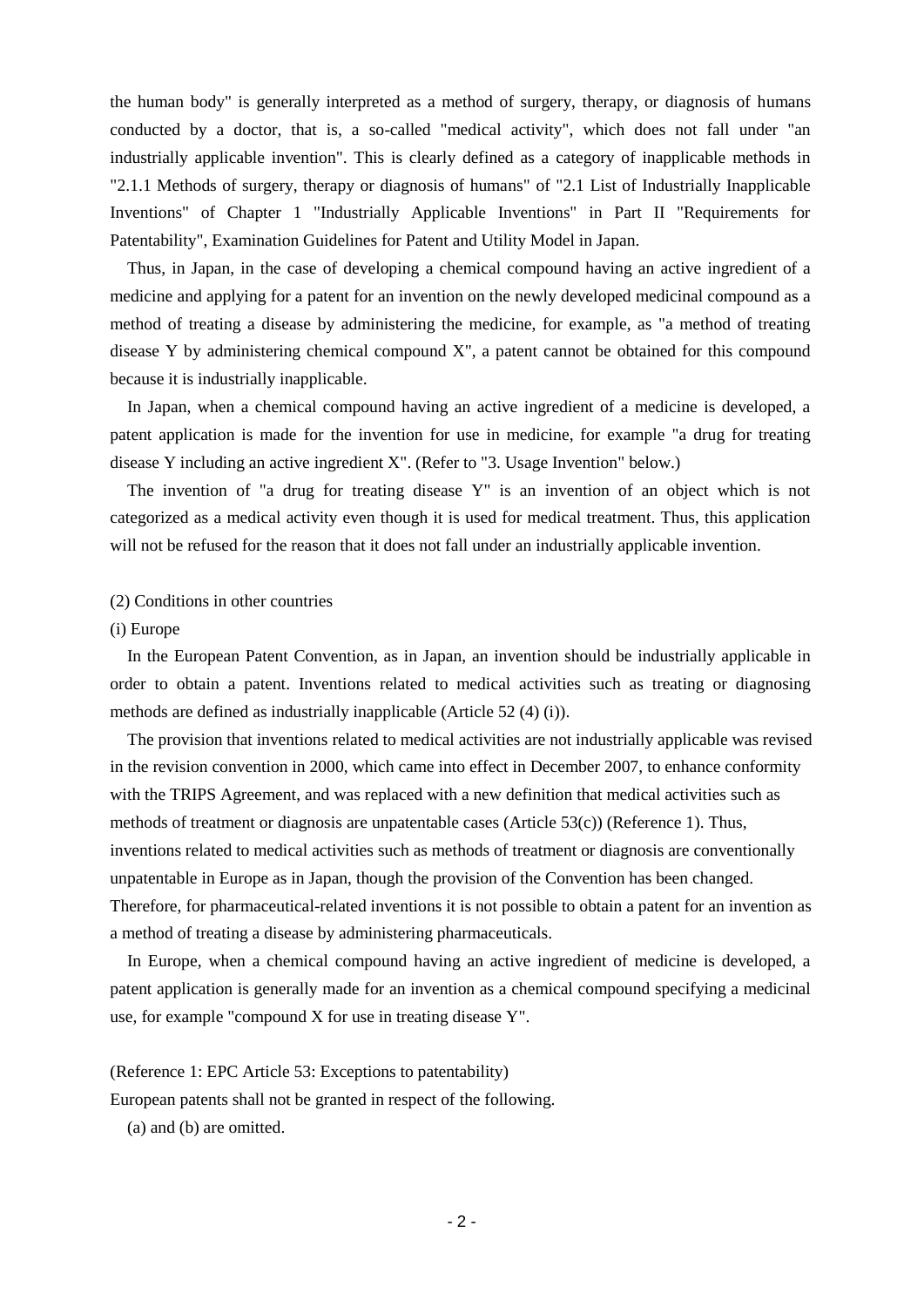the human body" is generally interpreted as a method of surgery, therapy, or diagnosis of humans conducted by a doctor, that is, a so-called "medical activity", which does not fall under "an industrially applicable invention". This is clearly defined as a category of inapplicable methods in "2.1.1 Methods of surgery, therapy or diagnosis of humans" of "2.1 List of Industrially Inapplicable Inventions" of Chapter 1 "Industrially Applicable Inventions" in Part II "Requirements for Patentability", Examination Guidelines for Patent and Utility Model in Japan.

Thus, in Japan, in the case of developing a chemical compound having an active ingredient of a medicine and applying for a patent for an invention on the newly developed medicinal compound as a method of treating a disease by administering the medicine, for example, as "a method of treating disease Y by administering chemical compound X", a patent cannot be obtained for this compound because it is industrially inapplicable.

In Japan, when a chemical compound having an active ingredient of a medicine is developed, a patent application is made for the invention for use in medicine, for example "a drug for treating disease Y including an active ingredient X". (Refer to "3. Usage Invention" below.)

The invention of "a drug for treating disease Y" is an invention of an object which is not categorized as a medical activity even though it is used for medical treatment. Thus, this application will not be refused for the reason that it does not fall under an industrially applicable invention.

(2) Conditions in other countries

(i) Europe

In the European Patent Convention, as in Japan, an invention should be industrially applicable in order to obtain a patent. Inventions related to medical activities such as treating or diagnosing methods are defined as industrially inapplicable (Article 52 (4) (i)).

The provision that inventions related to medical activities are not industrially applicable was revised in the revision convention in 2000, which came into effect in December 2007, to enhance conformity with the TRIPS Agreement, and was replaced with a new definition that medical activities such as methods of treatment or diagnosis are unpatentable cases (Article 53(c)) (Reference 1). Thus, inventions related to medical activities such as methods of treatment or diagnosis are conventionally unpatentable in Europe as in Japan, though the provision of the Convention has been changed. Therefore, for pharmaceutical-related inventions it is not possible to obtain a patent for an invention as a method of treating a disease by administering pharmaceuticals.

In Europe, when a chemical compound having an active ingredient of medicine is developed, a patent application is generally made for an invention as a chemical compound specifying a medicinal use, for example "compound X for use in treating disease Y".

(Reference 1: EPC Article 53: Exceptions to patentability)

European patents shall not be granted in respect of the following.

(a) and (b) are omitted.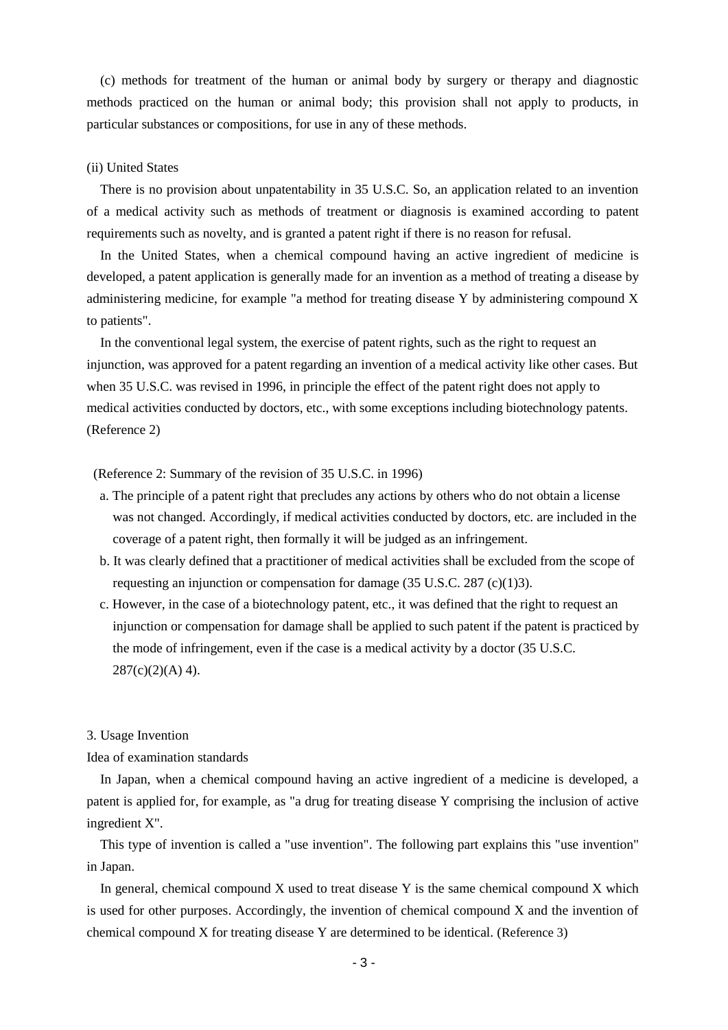(c) methods for treatment of the human or animal body by surgery or therapy and diagnostic methods practiced on the human or animal body; this provision shall not apply to products, in particular substances or compositions, for use in any of these methods.

(ii) United States

There is no provision about unpatentability in 35 U.S.C. So, an application related to an invention of a medical activity such as methods of treatment or diagnosis is examined according to patent requirements such as novelty, and is granted a patent right if there is no reason for refusal.

In the United States, when a chemical compound having an active ingredient of medicine is developed, a patent application is generally made for an invention as a method of treating a disease by administering medicine, for example "a method for treating disease Y by administering compound X to patients".

In the conventional legal system, the exercise of patent rights, such as the right to request an injunction, was approved for a patent regarding an invention of a medical activity like other cases. But when 35 U.S.C. was revised in 1996, in principle the effect of the patent right does not apply to medical activities conducted by doctors, etc., with some exceptions including biotechnology patents. (Reference 2)

(Reference 2: Summary of the revision of 35 U.S.C. in 1996)

a. The principle of a patent right that precludes any actions by others who do not obtain a license was not changed. Accordingly, if medical activities conducted by doctors, etc. are included in the coverage of a patent right, then formally it will be judged as an infringement.

b. It was clearly defined that a practitioner of medical activities shall be excluded from the scope of requesting an injunction or compensation for damage (35 U.S.C. 287 (c)(1)3).

c. However, in the case of a biotechnology patent, etc., it was defined that the right to request an injunction or compensation for damage shall be applied to such patent if the patent is practiced by the mode of infringement, even if the case is a medical activity by a doctor (35 U.S.C. 287(c)(2)(A) 4).

3. Usage Invention

Idea of examination standards

In Japan, when a chemical compound having an active ingredient of a medicine is developed, a patent is applied for, for example, as "a drug for treating disease Y comprising the inclusion of active ingredient X".

This type of invention is called a "use invention". The following part explains this "use invention" in Japan.

In general, chemical compound X used to treat disease Y is the same chemical compound X which is used for other purposes. Accordingly, the invention of chemical compound X and the invention of chemical compound X for treating disease Y are determined to be identical. (Reference 3)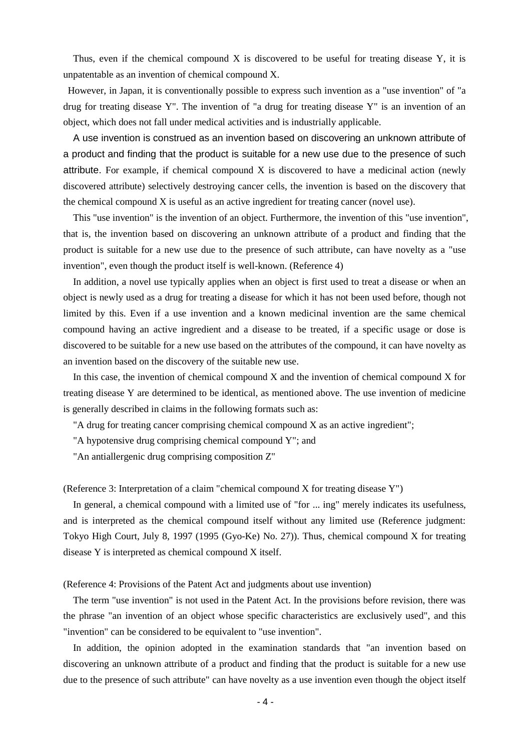Thus, even if the chemical compound X is discovered to be useful for treating disease Y, it is unpatentable as an invention of chemical compound X.

However, in Japan, it is conventionally possible to express such invention as a "use invention" of "a drug for treating disease Y". The invention of "a drug for treating disease Y" is an invention of an object, which does not fall under medical activities and is industrially applicable.

A use invention is construed as an invention based on discovering an unknown attribute of a product and finding that the product is suitable for a new use due to the presence of such attribute. For example, if chemical compound X is discovered to have a medicinal action (newly discovered attribute) selectively destroying cancer cells, the invention is based on the discovery that the chemical compound X is useful as an active ingredient for treating cancer (novel use).

This "use invention" is the invention of an object. Furthermore, the invention of this "use invention", that is, the invention based on discovering an unknown attribute of a product and finding that the product is suitable for a new use due to the presence of such attribute, can have novelty as a "use invention", even though the product itself is well-known. (Reference 4)

In addition, a novel use typically applies when an object is first used to treat a disease or when an object is newly used as a drug for treating a disease for which it has not been used before, though not limited by this. Even if a use invention and a known medicinal invention are the same chemical compound having an active ingredient and a disease to be treated, if a specific usage or dose is discovered to be suitable for a new use based on the attributes of the compound, it can have novelty as an invention based on the discovery of the suitable new use.

In this case, the invention of chemical compound X and the invention of chemical compound X for treating disease Y are determined to be identical, as mentioned above. The use invention of medicine is generally described in claims in the following formats such as:

"A drug for treating cancer comprising chemical compound X as an active ingredient";

"A hypotensive drug comprising chemical compound Y"; and

"An antiallergenic drug comprising composition Z"

(Reference 3: Interpretation of a claim "chemical compound X for treating disease Y")

In general, a chemical compound with a limited use of "for ... ing" merely indicates its usefulness, and is interpreted as the chemical compound itself without any limited use (Reference judgment: Tokyo High Court, July 8, 1997 (1995 (Gyo-Ke) No. 27)). Thus, chemical compound X for treating disease Y is interpreted as chemical compound X itself.

(Reference 4: Provisions of the Patent Act and judgments about use invention)

The term "use invention" is not used in the Patent Act. In the provisions before revision, there was the phrase "an invention of an object whose specific characteristics are exclusively used", and this "invention" can be considered to be equivalent to "use invention".

In addition, the opinion adopted in the examination standards that "an invention based on discovering an unknown attribute of a product and finding that the product is suitable for a new use due to the presence of such attribute" can have novelty as a use invention even though the object itself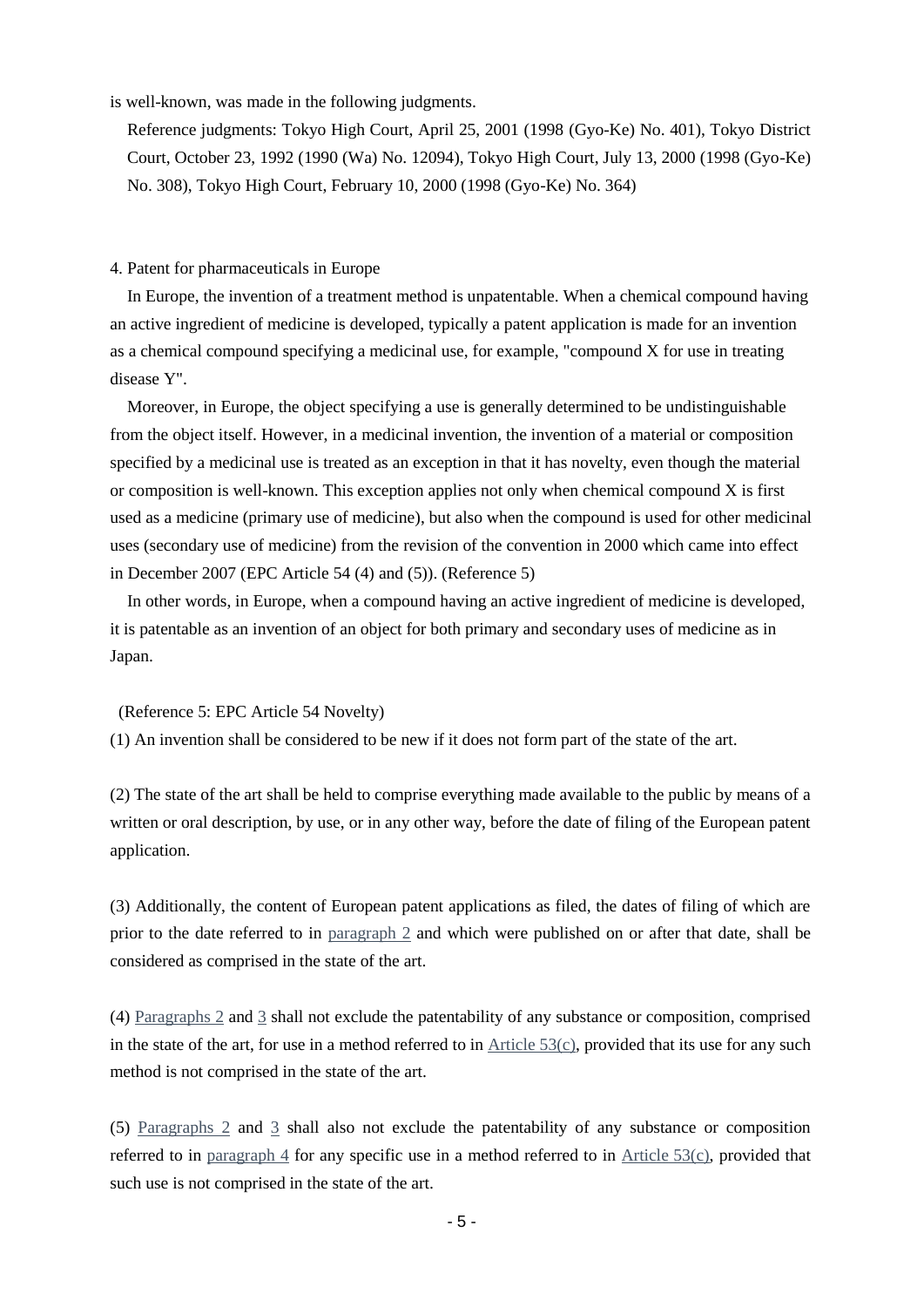is well-known, was made in the following judgments.

Reference judgments: Tokyo High Court, April 25, 2001 (1998 (Gyo-Ke) No. 401), Tokyo District Court, October 23, 1992 (1990 (Wa) No. 12094), Tokyo High Court, July 13, 2000 (1998 (Gyo-Ke) No. 308), Tokyo High Court, February 10, 2000 (1998 (Gyo-Ke) No. 364)

4. Patent for pharmaceuticals in Europe

In Europe, the invention of a treatment method is unpatentable. When a chemical compound having an active ingredient of medicine is developed, typically a patent application is made for an invention as a chemical compound specifying a medicinal use, for example, "compound X for use in treating disease Y".

Moreover, in Europe, the object specifying a use is generally determined to be undistinguishable from the object itself. However, in a medicinal invention, the invention of a material or composition specified by a medicinal use is treated as an exception in that it has novelty, even though the material or composition is well-known. This exception applies not only when chemical compound X is first used as a medicine (primary use of medicine), but also when the compound is used for other medicinal uses (secondary use of medicine) from the revision of the convention in 2000 which came into effect in December 2007 (EPC Article 54 (4) and (5)). (Reference 5)

In other words, in Europe, when a compound having an active ingredient of medicine is developed, it is patentable as an invention of an object for both primary and secondary uses of medicine as in Japan.

(Reference 5: EPC Article 54 Novelty)

(1) An invention shall be considered to be new if it does not form part of the state of the art.

(2) The state of the art shall be held to comprise everything made available to the public by means of a written or oral description, by use, or in any other way, before the date of filing of the European patent application.

(3) Additionally, the content of European patent applications as filed, the dates of filing of which are prior to the date referred to in paragraph 2 and which were published on or after that date, shall be considered as comprised in the state of the art.

(4) Paragraphs 2 and 3 shall not exclude the patentability of any substance or composition, comprised in the state of the art, for use in a method referred to in Article 53(c), provided that its use for any such method is not comprised in the state of the art.

(5) Paragraphs 2 and 3 shall also not exclude the patentability of any substance or composition referred to in paragraph 4 for any specific use in a method referred to in Article 53(c), provided that such use is not comprised in the state of the art.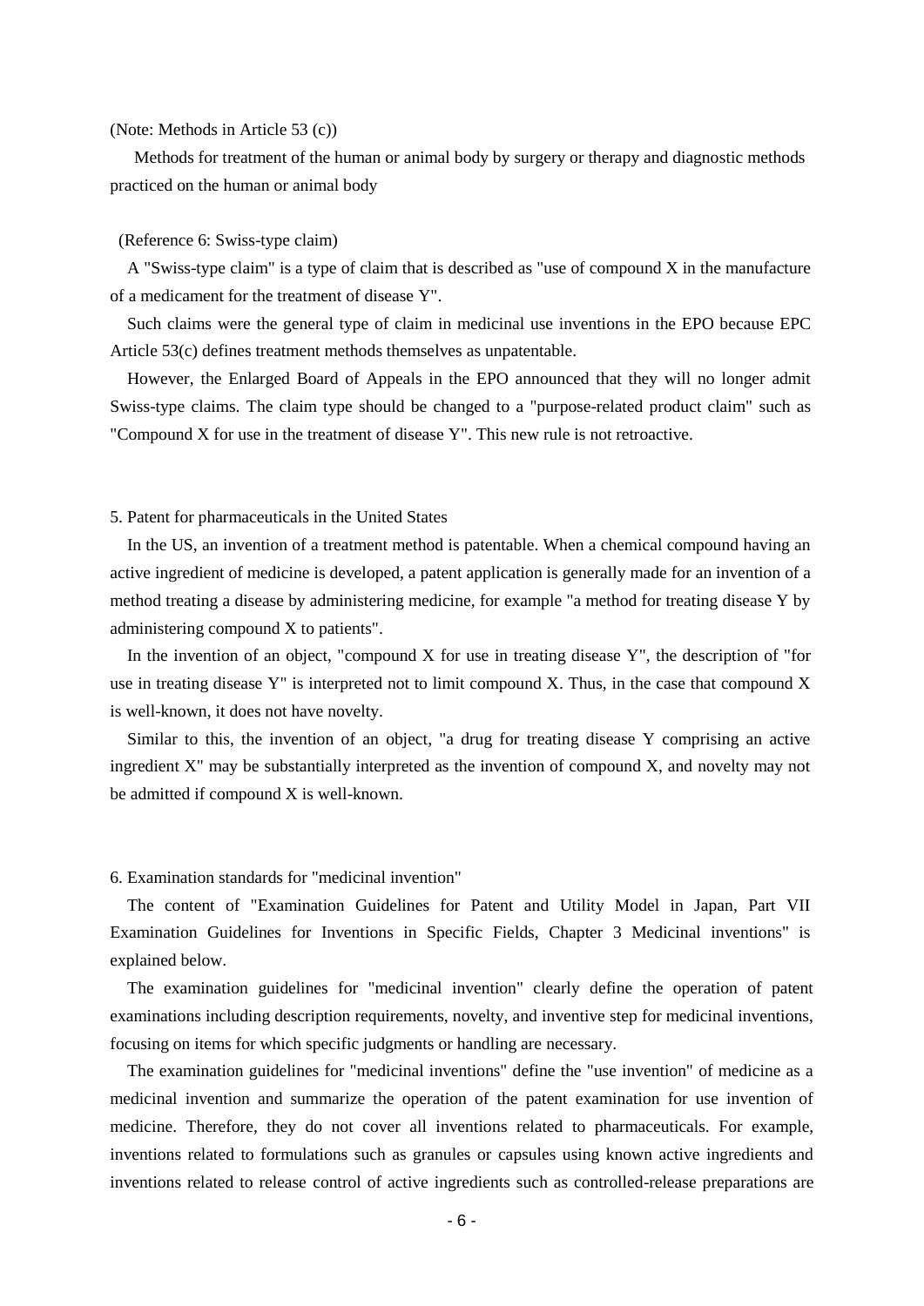(Note: Methods in Article 53 (c))

Methods for treatment of the human or animal body by surgery or therapy and diagnostic methods practiced on the human or animal body

(Reference 6: Swiss-type claim)

A "Swiss-type claim" is a type of claim that is described as "use of compound X in the manufacture of a medicament for the treatment of disease Y".

Such claims were the general type of claim in medicinal use inventions in the EPO because EPC Article 53(c) defines treatment methods themselves as unpatentable.

However, the Enlarged Board of Appeals in the EPO announced that they will no longer admit Swiss-type claims. The claim type should be changed to a "purpose-related product claim" such as "Compound X for use in the treatment of disease Y". This new rule is not retroactive.

## 5. Patent for pharmaceuticals in the United States

In the US, an invention of a treatment method is patentable. When a chemical compound having an active ingredient of medicine is developed, a patent application is generally made for an invention of a method treating a disease by administering medicine, for example "a method for treating disease Y by administering compound X to patients".

In the invention of an object, "compound X for use in treating disease Y", the description of "for use in treating disease Y" is interpreted not to limit compound X. Thus, in the case that compound X is well-known, it does not have novelty.

Similar to this, the invention of an object, "a drug for treating disease Y comprising an active ingredient X" may be substantially interpreted as the invention of compound X, and novelty may not be admitted if compound X is well-known.

## 6. Examination standards for "medicinal invention"

The content of "Examination Guidelines for Patent and Utility Model in Japan, Part VII Examination Guidelines for Inventions in Specific Fields, Chapter 3 Medicinal inventions" is explained below.

The examination guidelines for "medicinal invention" clearly define the operation of patent examinations including description requirements, novelty, and inventive step for medicinal inventions, focusing on items for which specific judgments or handling are necessary.

The examination guidelines for "medicinal inventions" define the "use invention" of medicine as a medicinal invention and summarize the operation of the patent examination for use invention of medicine. Therefore, they do not cover all inventions related to pharmaceuticals. For example, inventions related to formulations such as granules or capsules using known active ingredients and inventions related to release control of active ingredients such as controlled-release preparations are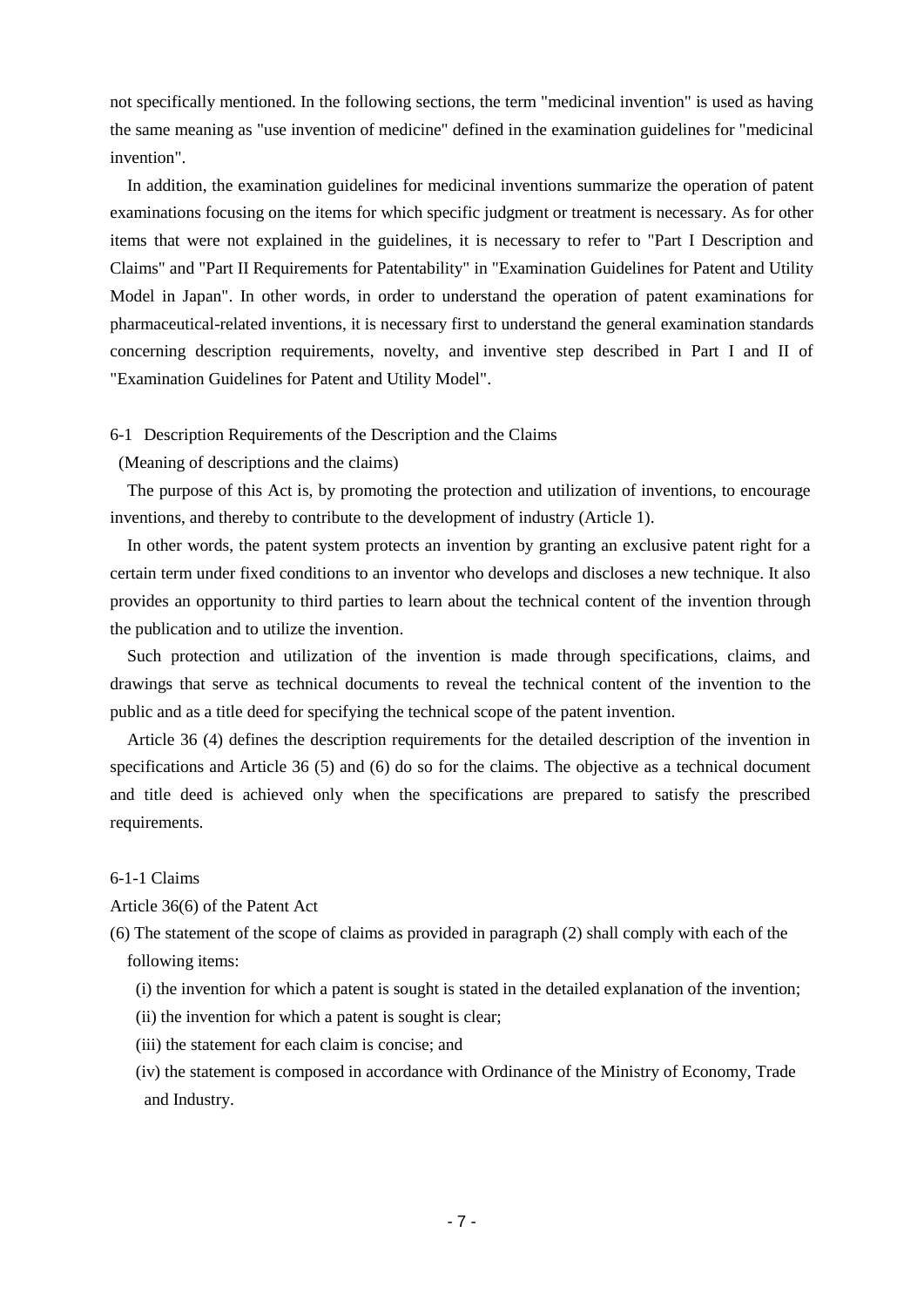not specifically mentioned. In the following sections, the term "medicinal invention" is used as having the same meaning as "use invention of medicine" defined in the examination guidelines for "medicinal invention".

In addition, the examination guidelines for medicinal inventions summarize the operation of patent examinations focusing on the items for which specific judgment or treatment is necessary. As for other items that were not explained in the guidelines, it is necessary to refer to "Part I Description and Claims" and "Part II Requirements for Patentability" in "Examination Guidelines for Patent and Utility Model in Japan". In other words, in order to understand the operation of patent examinations for pharmaceutical-related inventions, it is necessary first to understand the general examination standards concerning description requirements, novelty, and inventive step described in Part I and II of "Examination Guidelines for Patent and Utility Model".

## 6-1 Description Requirements of the Description and the Claims

(Meaning of descriptions and the claims)

The purpose of this Act is, by promoting the protection and utilization of inventions, to encourage inventions, and thereby to contribute to the development of industry (Article 1).

In other words, the patent system protects an invention by granting an exclusive patent right for a certain term under fixed conditions to an inventor who develops and discloses a new technique. It also provides an opportunity to third parties to learn about the technical content of the invention through the publication and to utilize the invention.

Such protection and utilization of the invention is made through specifications, claims, and drawings that serve as technical documents to reveal the technical content of the invention to the public and as a title deed for specifying the technical scope of the patent invention.

Article 36 (4) defines the description requirements for the detailed description of the invention in specifications and Article 36 (5) and (6) do so for the claims. The objective as a technical document and title deed is achieved only when the specifications are prepared to satisfy the prescribed requirements.

### 6-1-1 Claims

Article 36(6) of the Patent Act

(6) The statement of the scope of claims as provided in paragraph (2) shall comply with each of the following items:

(i) the invention for which a patent is sought is stated in the detailed explanation of the invention;

(ii) the invention for which a patent is sought is clear;

(iii) the statement for each claim is concise; and

(iv) the statement is composed in accordance with Ordinance of the Ministry of Economy, Trade and Industry.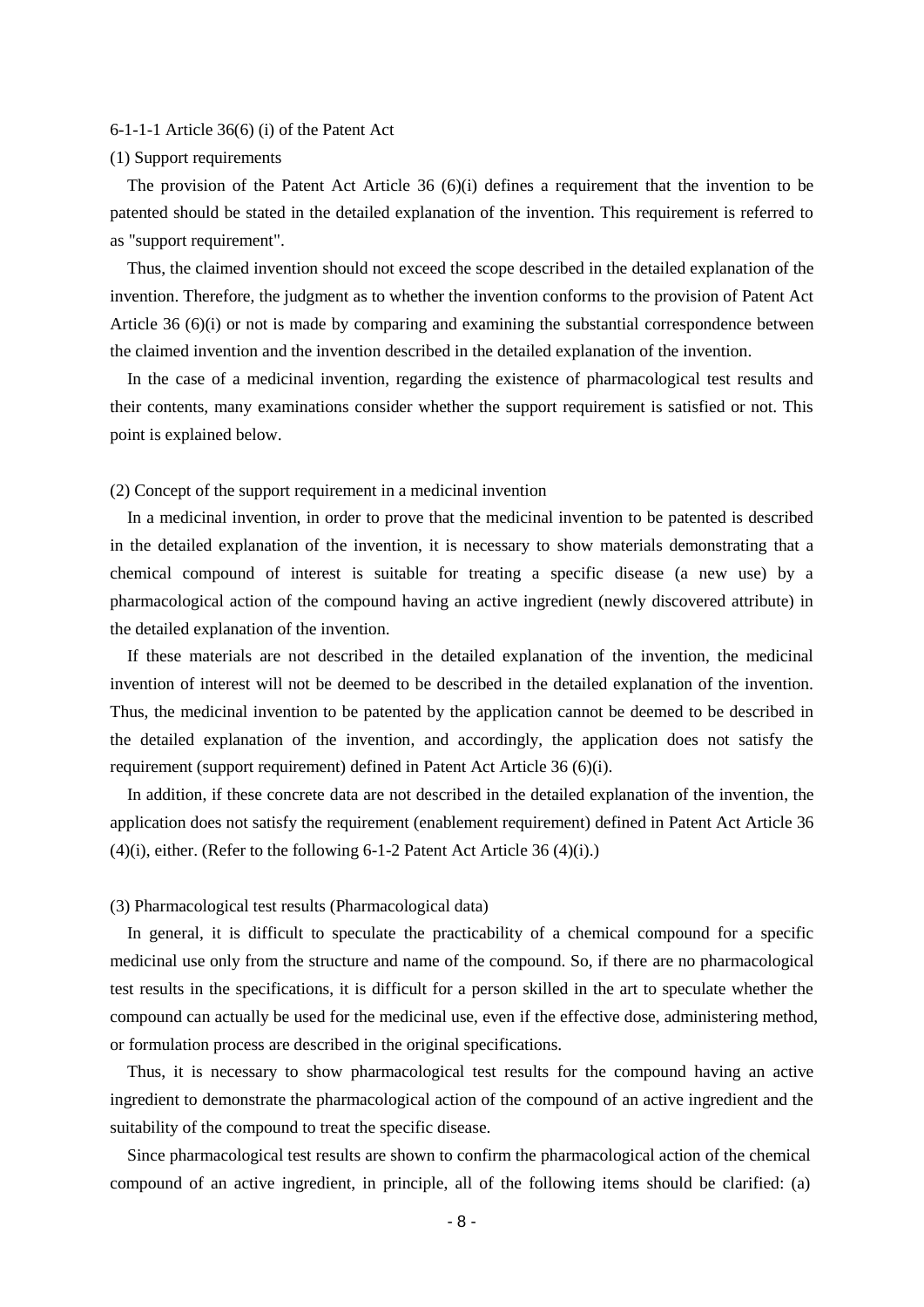### 6-1-1-1 Article 36(6) (i) of the Patent Act

#### (1) Support requirements

The provision of the Patent Act Article 36 (6)(i) defines a requirement that the invention to be patented should be stated in the detailed explanation of the invention. This requirement is referred to as "support requirement".

Thus, the claimed invention should not exceed the scope described in the detailed explanation of the invention. Therefore, the judgment as to whether the invention conforms to the provision of Patent Act Article 36 (6)(i) or not is made by comparing and examining the substantial correspondence between the claimed invention and the invention described in the detailed explanation of the invention.

In the case of a medicinal invention, regarding the existence of pharmacological test results and their contents, many examinations consider whether the support requirement is satisfied or not. This point is explained below.

#### (2) Concept of the support requirement in a medicinal invention

In a medicinal invention, in order to prove that the medicinal invention to be patented is described in the detailed explanation of the invention, it is necessary to show materials demonstrating that a chemical compound of interest is suitable for treating a specific disease (a new use) by a pharmacological action of the compound having an active ingredient (newly discovered attribute) in the detailed explanation of the invention.

If these materials are not described in the detailed explanation of the invention, the medicinal invention of interest will not be deemed to be described in the detailed explanation of the invention. Thus, the medicinal invention to be patented by the application cannot be deemed to be described in the detailed explanation of the invention, and accordingly, the application does not satisfy the requirement (support requirement) defined in Patent Act Article 36 (6)(i).

In addition, if these concrete data are not described in the detailed explanation of the invention, the application does not satisfy the requirement (enablement requirement) defined in Patent Act Article 36 (4)(i), either. (Refer to the following 6-1-2 Patent Act Article 36 (4)(i).)

#### (3) Pharmacological test results (Pharmacological data)

In general, it is difficult to speculate the practicability of a chemical compound for a specific medicinal use only from the structure and name of the compound. So, if there are no pharmacological test results in the specifications, it is difficult for a person skilled in the art to speculate whether the compound can actually be used for the medicinal use, even if the effective dose, administering method, or formulation process are described in the original specifications.

Thus, it is necessary to show pharmacological test results for the compound having an active ingredient to demonstrate the pharmacological action of the compound of an active ingredient and the suitability of the compound to treat the specific disease.

Since pharmacological test results are shown to confirm the pharmacological action of the chemical compound of an active ingredient, in principle, all of the following items should be clarified: (a)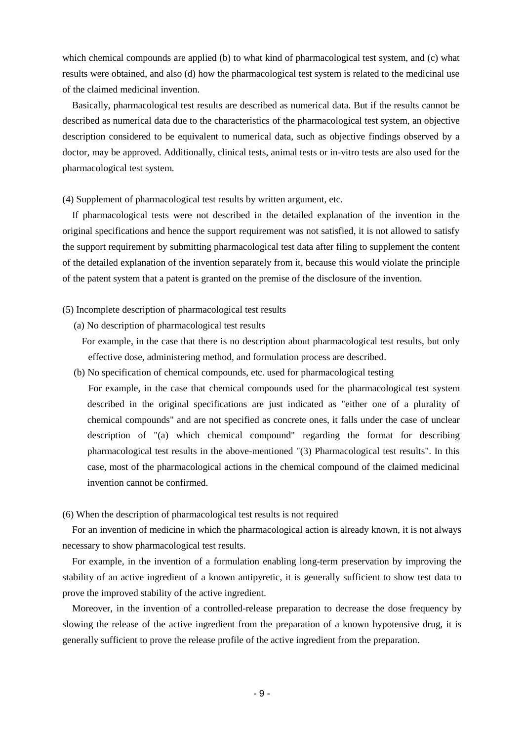which chemical compounds are applied (b) to what kind of pharmacological test system, and (c) what results were obtained, and also (d) how the pharmacological test system is related to the medicinal use of the claimed medicinal invention.

Basically, pharmacological test results are described as numerical data. But if the results cannot be described as numerical data due to the characteristics of the pharmacological test system, an objective description considered to be equivalent to numerical data, such as objective findings observed by a doctor, may be approved. Additionally, clinical tests, animal tests or in-vitro tests are also used for the pharmacological test system.

(4) Supplement of pharmacological test results by written argument, etc.

If pharmacological tests were not described in the detailed explanation of the invention in the original specifications and hence the support requirement was not satisfied, it is not allowed to satisfy the support requirement by submitting pharmacological test data after filing to supplement the content of the detailed explanation of the invention separately from it, because this would violate the principle of the patent system that a patent is granted on the premise of the disclosure of the invention.

(5) Incomplete description of pharmacological test results

(a) No description of pharmacological test results

For example, in the case that there is no description about pharmacological test results, but only effective dose, administering method, and formulation process are described.

(b) No specification of chemical compounds, etc. used for pharmacological testing

For example, in the case that chemical compounds used for the pharmacological test system described in the original specifications are just indicated as "either one of a plurality of chemical compounds" and are not specified as concrete ones, it falls under the case of unclear description of "(a) which chemical compound" regarding the format for describing pharmacological test results in the above-mentioned "(3) Pharmacological test results". In this case, most of the pharmacological actions in the chemical compound of the claimed medicinal invention cannot be confirmed.

(6) When the description of pharmacological test results is not required

For an invention of medicine in which the pharmacological action is already known, it is not always necessary to show pharmacological test results.

For example, in the invention of a formulation enabling long-term preservation by improving the stability of an active ingredient of a known antipyretic, it is generally sufficient to show test data to prove the improved stability of the active ingredient.

Moreover, in the invention of a controlled-release preparation to decrease the dose frequency by slowing the release of the active ingredient from the preparation of a known hypotensive drug, it is generally sufficient to prove the release profile of the active ingredient from the preparation.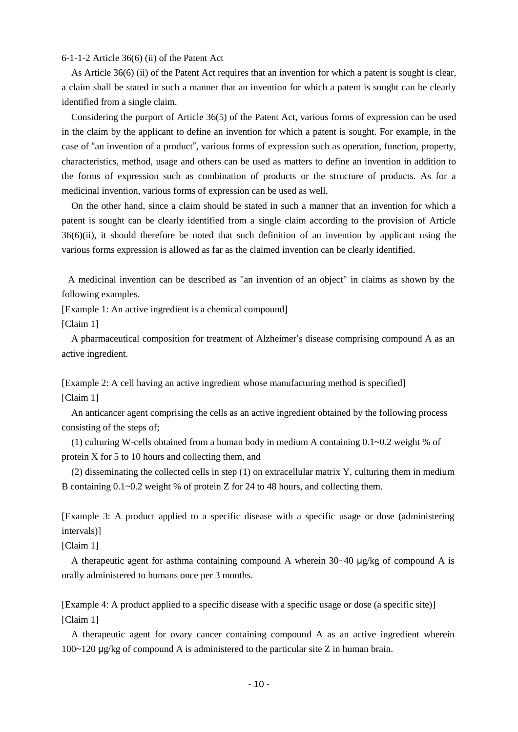6-1-1-2 Article 36(6) (ii) of the Patent Act

As Article 36(6) (ii) of the Patent Act requires that an invention for which a patent is sought is clear, a claim shall be stated in such a manner that an invention for which a patent is sought can be clearly identified from a single claim.

Considering the purport of Article 36(5) of the Patent Act, various forms of expression can be used in the claim by the applicant to define an invention for which a patent is sought. For example, in the case of “an invention of a product”, various forms of expression such as operation, function, property, characteristics, method, usage and others can be used as matters to define an invention in addition to the forms of expression such as combination of products or the structure of products. As for a medicinal invention, various forms of expression can be used as well.

On the other hand, since a claim should be stated in such a manner that an invention for which a patent is sought can be clearly identified from a single claim according to the provision of Article 36(6)(ii), it should therefore be noted that such definition of an invention by applicant using the various forms expression is allowed as far as the claimed invention can be clearly identified.

A medicinal invention can be described as "an invention of an object" in claims as shown by the following examples.

[Example 1: An active ingredient is a chemical compound]

[Claim 1]

A pharmaceutical composition for treatment of Alzheimer's disease comprising compound A as an active ingredient.

[Example 2: A cell having an active ingredient whose manufacturing method is specified]

[Claim 1]

An anticancer agent comprising the cells as an active ingredient obtained by the following process consisting of the steps of;

(1) culturing W-cells obtained from a human body in medium A containing 0.1~0.2 weight % of protein X for 5 to 10 hours and collecting them, and

(2) disseminating the collected cells in step (1) on extracellular matrix Y, culturing them in medium B containing 0.1~0.2 weight % of protein Z for 24 to 48 hours, and collecting them.

[Example 3: A product applied to a specific disease with a specific usage or dose (administering intervals)]

[Claim 1]

A therapeutic agent for asthma containing compound A wherein 30~40 μg/kg of compound A is orally administered to humans once per 3 months.

[Example 4: A product applied to a specific disease with a specific usage or dose (a specific site)]

[Claim 1]

A therapeutic agent for ovary cancer containing compound A as an active ingredient wherein 100~120 μg/kg of compound A is administered to the particular site Z in human brain.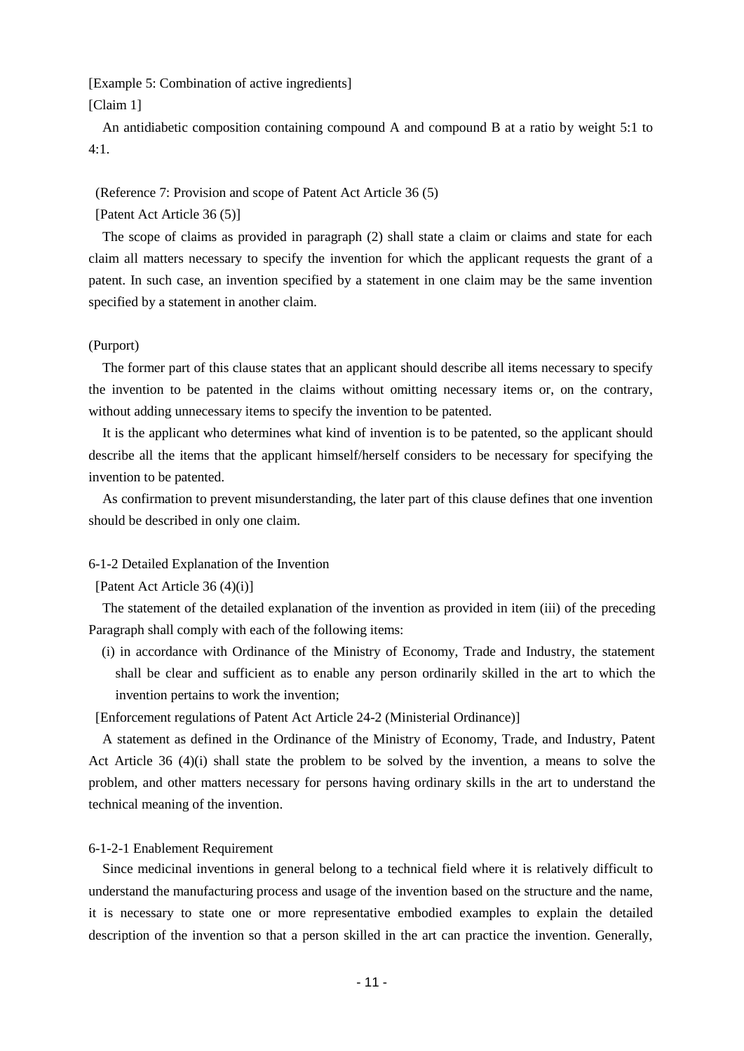[Example 5: Combination of active ingredients]

[Claim 1]

An antidiabetic composition containing compound A and compound B at a ratio by weight 5:1 to 4:1.

(Reference 7: Provision and scope of Patent Act Article 36 (5)

[Patent Act Article 36 (5)]

The scope of claims as provided in paragraph (2) shall state a claim or claims and state for each claim all matters necessary to specify the invention for which the applicant requests the grant of a patent. In such case, an invention specified by a statement in one claim may be the same invention specified by a statement in another claim.

(Purport)

The former part of this clause states that an applicant should describe all items necessary to specify the invention to be patented in the claims without omitting necessary items or, on the contrary, without adding unnecessary items to specify the invention to be patented.

It is the applicant who determines what kind of invention is to be patented, so the applicant should describe all the items that the applicant himself/herself considers to be necessary for specifying the invention to be patented.

As confirmation to prevent misunderstanding, the later part of this clause defines that one invention should be described in only one claim.

6-1-2 Detailed Explanation of the Invention

[Patent Act Article 36 (4)(i)]

The statement of the detailed explanation of the invention as provided in item (iii) of the preceding Paragraph shall comply with each of the following items:

(i) in accordance with Ordinance of the Ministry of Economy, Trade and Industry, the statement shall be clear and sufficient as to enable any person ordinarily skilled in the art to which the invention pertains to work the invention;

[Enforcement regulations of Patent Act Article 24-2 (Ministerial Ordinance)]

A statement as defined in the Ordinance of the Ministry of Economy, Trade, and Industry, Patent Act Article 36 (4)(i) shall state the problem to be solved by the invention, a means to solve the problem, and other matters necessary for persons having ordinary skills in the art to understand the technical meaning of the invention.

6-1-2-1 Enablement Requirement

Since medicinal inventions in general belong to a technical field where it is relatively difficult to understand the manufacturing process and usage of the invention based on the structure and the name, it is necessary to state one or more representative embodied examples to explain the detailed description of the invention so that a person skilled in the art can practice the invention. Generally,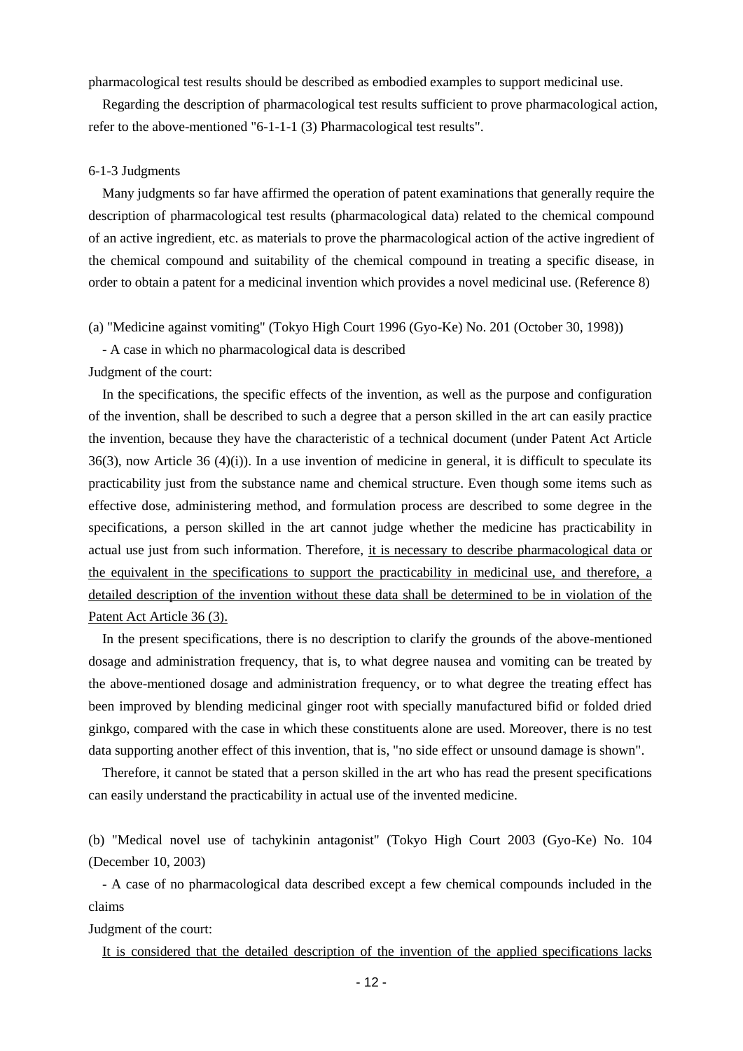pharmacological test results should be described as embodied examples to support medicinal use.

Regarding the description of pharmacological test results sufficient to prove pharmacological action, refer to the above-mentioned "6-1-1-1 (3) Pharmacological test results".

### 6-1-3 Judgments

Many judgments so far have affirmed the operation of patent examinations that generally require the description of pharmacological test results (pharmacological data) related to the chemical compound of an active ingredient, etc. as materials to prove the pharmacological action of the active ingredient of the chemical compound and suitability of the chemical compound in treating a specific disease, in order to obtain a patent for a medicinal invention which provides a novel medicinal use. (Reference 8)

(a) "Medicine against vomiting" (Tokyo High Court 1996 (Gyo-Ke) No. 201 (October 30, 1998))

- A case in which no pharmacological data is described

Judgment of the court:

In the specifications, the specific effects of the invention, as well as the purpose and configuration of the invention, shall be described to such a degree that a person skilled in the art can easily practice the invention, because they have the characteristic of a technical document (under Patent Act Article 36(3), now Article 36 (4)(i)). In a use invention of medicine in general, it is difficult to speculate its practicability just from the substance name and chemical structure. Even though some items such as effective dose, administering method, and formulation process are described to some degree in the specifications, a person skilled in the art cannot judge whether the medicine has practicability in actual use just from such information. Therefore, <u>it is necessary to describe pharmacological data or the equivalent in the specifications to support the practicability in medicinal use, and therefore, a detailed description of the invention without these data shall be determined to be in violation of the Patent Act Article 36 (3).</u>

In the present specifications, there is no description to clarify the grounds of the above-mentioned dosage and administration frequency, that is, to what degree nausea and vomiting can be treated by the above-mentioned dosage and administration frequency, or to what degree the treating effect has been improved by blending medicinal ginger root with specially manufactured bifid or folded dried ginkgo, compared with the case in which these constituents alone are used. Moreover, there is no test data supporting another effect of this invention, that is, "no side effect or unsound damage is shown".

Therefore, it cannot be stated that a person skilled in the art who has read the present specifications can easily understand the practicability in actual use of the invented medicine.

(b) "Medical novel use of tachykinin antagonist" (Tokyo High Court 2003 (Gyo-Ke) No. 104 (December 10, 2003)

- A case of no pharmacological data described except a few chemical compounds included in the claims

Judgment of the court:

<u>It is considered that the detailed description of the invention of the applied specifications lacks</u>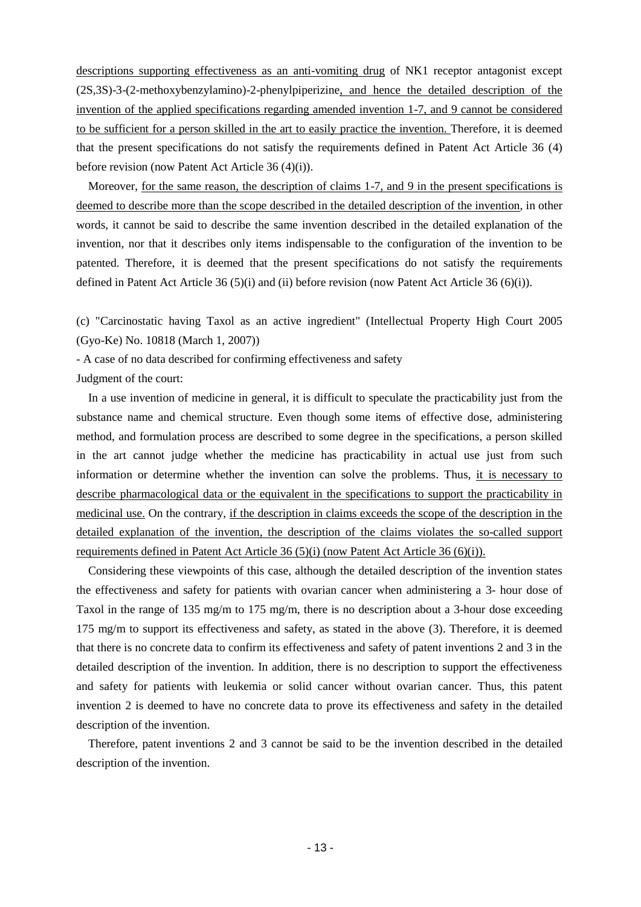descriptions supporting effectiveness as an anti-vomiting drug of NK1 receptor antagonist except (2S,3S)-3-(2-methoxybenzylamino)-2-phenylpiperizine, and hence the detailed description of the invention of the applied specifications regarding amended invention 1-7, and 9 cannot be considered to be sufficient for a person skilled in the art to easily practice the invention. Therefore, it is deemed that the present specifications do not satisfy the requirements defined in Patent Act Article 36 (4) before revision (now Patent Act Article 36 (4)(i)).

Moreover, for the same reason, the description of claims 1-7, and 9 in the present specifications is deemed to describe more than the scope described in the detailed description of the invention, in other words, it cannot be said to describe the same invention described in the detailed explanation of the invention, nor that it describes only items indispensable to the configuration of the invention to be patented. Therefore, it is deemed that the present specifications do not satisfy the requirements defined in Patent Act Article 36 (5)(i) and (ii) before revision (now Patent Act Article 36 (6)(i)).

(c) "Carcinostatic having Taxol as an active ingredient" (Intellectual Property High Court 2005 (Gyo-Ke) No. 10818 (March 1, 2007))

- A case of no data described for confirming effectiveness and safety

Judgment of the court:

In a use invention of medicine in general, it is difficult to speculate the practicability just from the substance name and chemical structure. Even though some items of effective dose, administering method, and formulation process are described to some degree in the specifications, a person skilled in the art cannot judge whether the medicine has practicability in actual use just from such information or determine whether the invention can solve the problems. Thus, it is necessary to describe pharmacological data or the equivalent in the specifications to support the practicability in medicinal use. On the contrary, if the description in claims exceeds the scope of the description in the detailed explanation of the invention, the description of the claims violates the so-called support requirements defined in Patent Act Article 36 (5)(i) (now Patent Act Article 36 (6)(i)).

Considering these viewpoints of this case, although the detailed description of the invention states the effectiveness and safety for patients with ovarian cancer when administering a 3- hour dose of Taxol in the range of 135 mg/m to 175 mg/m, there is no description about a 3-hour dose exceeding 175 mg/m to support its effectiveness and safety, as stated in the above (3). Therefore, it is deemed that there is no concrete data to confirm its effectiveness and safety of patent inventions 2 and 3 in the detailed description of the invention. In addition, there is no description to support the effectiveness and safety for patients with leukemia or solid cancer without ovarian cancer. Thus, this patent invention 2 is deemed to have no concrete data to prove its effectiveness and safety in the detailed description of the invention.

Therefore, patent inventions 2 and 3 cannot be said to be the invention described in the detailed description of the invention.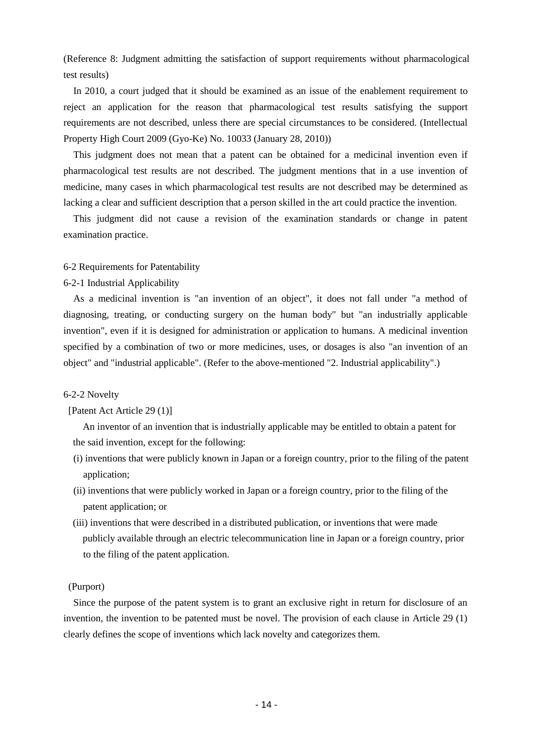(Reference 8: Judgment admitting the satisfaction of support requirements without pharmacological test results)

In 2010, a court judged that it should be examined as an issue of the enablement requirement to reject an application for the reason that pharmacological test results satisfying the support requirements are not described, unless there are special circumstances to be considered. (Intellectual Property High Court 2009 (Gyo-Ke) No. 10033 (January 28, 2010))

This judgment does not mean that a patent can be obtained for a medicinal invention even if pharmacological test results are not described. The judgment mentions that in a use invention of medicine, many cases in which pharmacological test results are not described may be determined as lacking a clear and sufficient description that a person skilled in the art could practice the invention.

This judgment did not cause a revision of the examination standards or change in patent examination practice.

## 6-2 Requirements for Patentability

### 6-2-1 Industrial Applicability

As a medicinal invention is "an invention of an object", it does not fall under "a method of diagnosing, treating, or conducting surgery on the human body" but "an industrially applicable invention", even if it is designed for administration or application to humans. A medicinal invention specified by a combination of two or more medicines, uses, or dosages is also "an invention of an object" and "industrial applicable". (Refer to the above-mentioned "2. Industrial applicability".)

### 6-2-2 Novelty

[Patent Act Article 29 (1)]

An inventor of an invention that is industrially applicable may be entitled to obtain a patent for the said invention, except for the following:

(i) inventions that were publicly known in Japan or a foreign country, prior to the filing of the patent application;

(ii) inventions that were publicly worked in Japan or a foreign country, prior to the filing of the patent application; or

(iii) inventions that were described in a distributed publication, or inventions that were made publicly available through an electric telecommunication line in Japan or a foreign country, prior to the filing of the patent application.

(Purport)

Since the purpose of the patent system is to grant an exclusive right in return for disclosure of an invention, the invention to be patented must be novel. The provision of each clause in Article 29 (1) clearly defines the scope of inventions which lack novelty and categorizes them.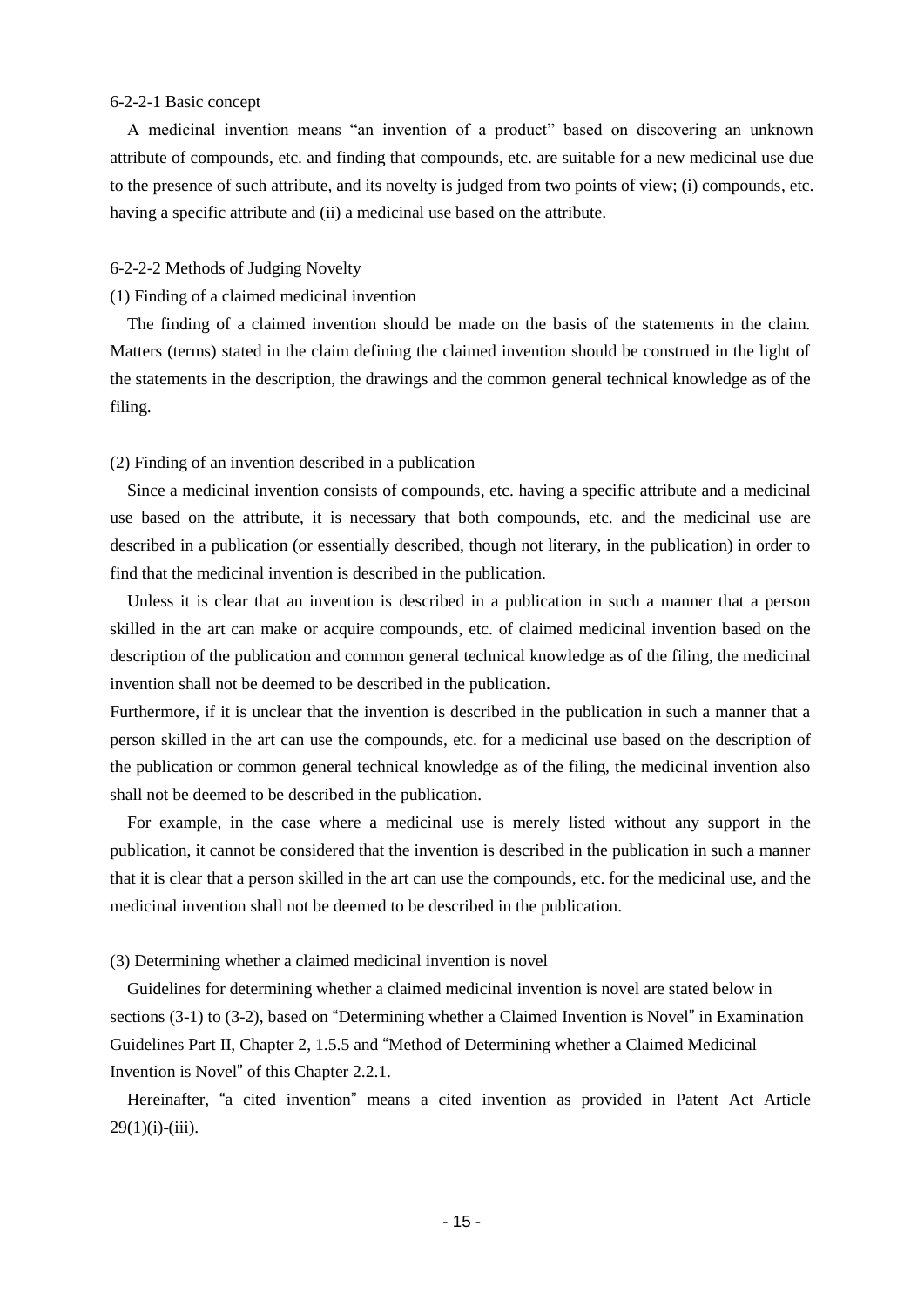### 6-2-2-1 Basic concept

A medicinal invention means "an invention of a product" based on discovering an unknown attribute of compounds, etc. and finding that compounds, etc. are suitable for a new medicinal use due to the presence of such attribute, and its novelty is judged from two points of view; (i) compounds, etc. having a specific attribute and (ii) a medicinal use based on the attribute.

### 6-2-2-2 Methods of Judging Novelty

(1) Finding of a claimed medicinal invention

The finding of a claimed invention should be made on the basis of the statements in the claim. Matters (terms) stated in the claim defining the claimed invention should be construed in the light of the statements in the description, the drawings and the common general technical knowledge as of the filing.

(2) Finding of an invention described in a publication

Since a medicinal invention consists of compounds, etc. having a specific attribute and a medicinal use based on the attribute, it is necessary that both compounds, etc. and the medicinal use are described in a publication (or essentially described, though not literary, in the publication) in order to find that the medicinal invention is described in the publication.

Unless it is clear that an invention is described in a publication in such a manner that a person skilled in the art can make or acquire compounds, etc. of claimed medicinal invention based on the description of the publication and common general technical knowledge as of the filing, the medicinal invention shall not be deemed to be described in the publication.

Furthermore, if it is unclear that the invention is described in the publication in such a manner that a person skilled in the art can use the compounds, etc. for a medicinal use based on the description of the publication or common general technical knowledge as of the filing, the medicinal invention also shall not be deemed to be described in the publication.

For example, in the case where a medicinal use is merely listed without any support in the publication, it cannot be considered that the invention is described in the publication in such a manner that it is clear that a person skilled in the art can use the compounds, etc. for the medicinal use, and the medicinal invention shall not be deemed to be described in the publication.

(3) Determining whether a claimed medicinal invention is novel

Guidelines for determining whether a claimed medicinal invention is novel are stated below in sections (3-1) to (3-2), based on "Determining whether a Claimed Invention is Novel" in Examination Guidelines Part II, Chapter 2, 1.5.5 and "Method of Determining whether a Claimed Medicinal Invention is Novel" of this Chapter 2.2.1.

Hereinafter, "a cited invention" means a cited invention as provided in Patent Act Article 29(1)(i)-(iii).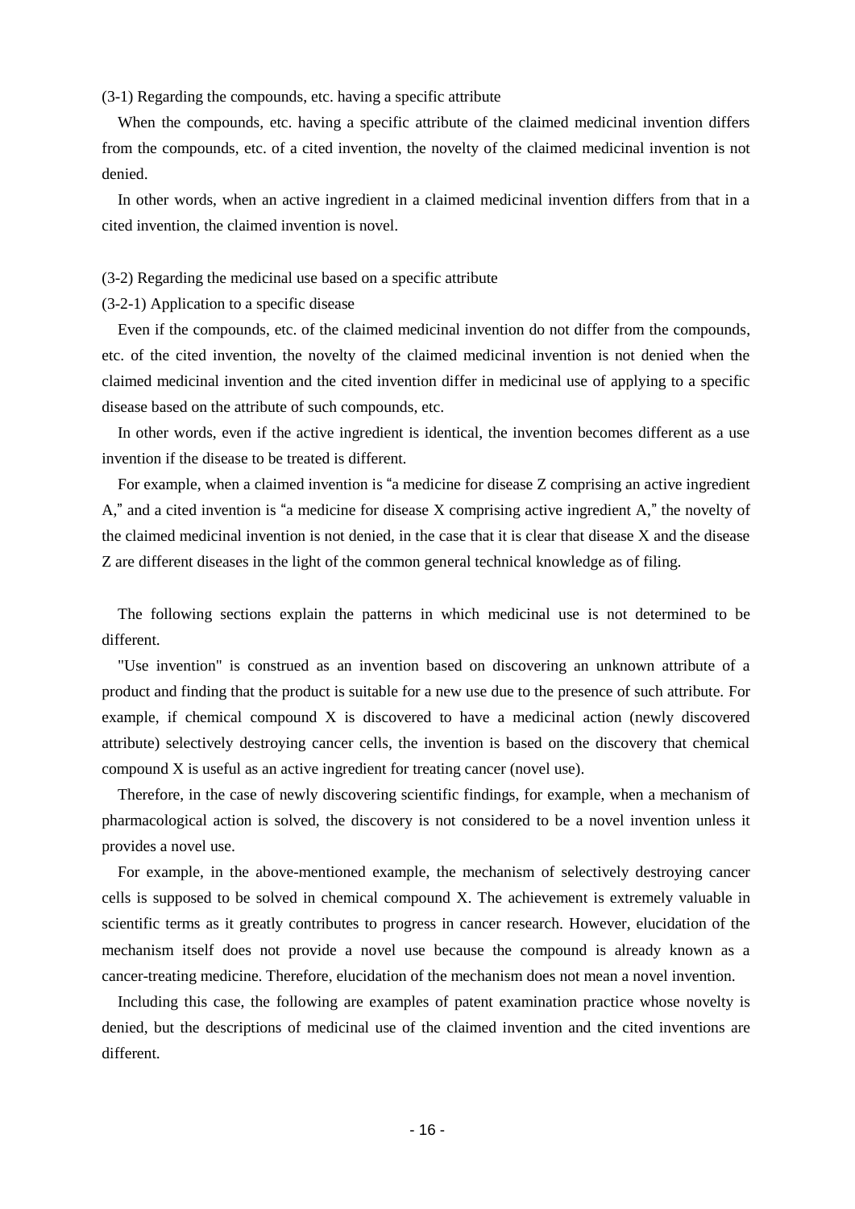(3-1) Regarding the compounds, etc. having a specific attribute

When the compounds, etc. having a specific attribute of the claimed medicinal invention differs from the compounds, etc. of a cited invention, the novelty of the claimed medicinal invention is not denied.

In other words, when an active ingredient in a claimed medicinal invention differs from that in a cited invention, the claimed invention is novel.

(3-2) Regarding the medicinal use based on a specific attribute

(3-2-1) Application to a specific disease

Even if the compounds, etc. of the claimed medicinal invention do not differ from the compounds, etc. of the cited invention, the novelty of the claimed medicinal invention is not denied when the claimed medicinal invention and the cited invention differ in medicinal use of applying to a specific disease based on the attribute of such compounds, etc.

In other words, even if the active ingredient is identical, the invention becomes different as a use invention if the disease to be treated is different.

For example, when a claimed invention is "a medicine for disease Z comprising an active ingredient A," and a cited invention is "a medicine for disease X comprising active ingredient A," the novelty of the claimed medicinal invention is not denied, in the case that it is clear that disease X and the disease Z are different diseases in the light of the common general technical knowledge as of filing.

The following sections explain the patterns in which medicinal use is not determined to be different.

"Use invention" is construed as an invention based on discovering an unknown attribute of a product and finding that the product is suitable for a new use due to the presence of such attribute. For example, if chemical compound X is discovered to have a medicinal action (newly discovered attribute) selectively destroying cancer cells, the invention is based on the discovery that chemical compound X is useful as an active ingredient for treating cancer (novel use).

Therefore, in the case of newly discovering scientific findings, for example, when a mechanism of pharmacological action is solved, the discovery is not considered to be a novel invention unless it provides a novel use.

For example, in the above-mentioned example, the mechanism of selectively destroying cancer cells is supposed to be solved in chemical compound X. The achievement is extremely valuable in scientific terms as it greatly contributes to progress in cancer research. However, elucidation of the mechanism itself does not provide a novel use because the compound is already known as a cancer-treating medicine. Therefore, elucidation of the mechanism does not mean a novel invention.

Including this case, the following are examples of patent examination practice whose novelty is denied, but the descriptions of medicinal use of the claimed invention and the cited inventions are different.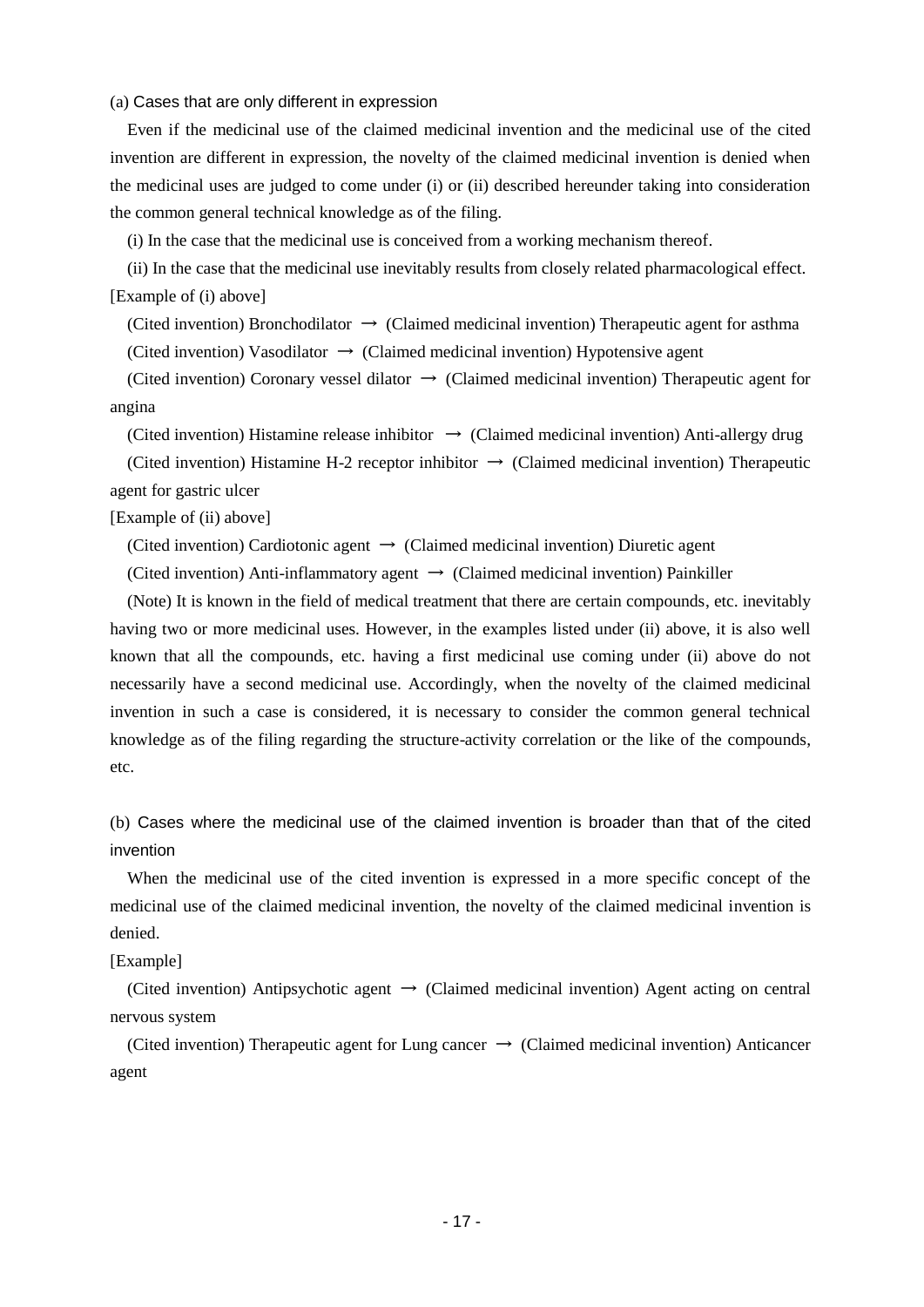(a) Cases that are only different in expression

Even if the medicinal use of the claimed medicinal invention and the medicinal use of the cited invention are different in expression, the novelty of the claimed medicinal invention is denied when the medicinal uses are judged to come under (i) or (ii) described hereunder taking into consideration the common general technical knowledge as of the filing.

(i) In the case that the medicinal use is conceived from a working mechanism thereof.

(ii) In the case that the medicinal use inevitably results from closely related pharmacological effect.

[Example of (i) above]

(Cited invention) Bronchodilator → (Claimed medicinal invention) Therapeutic agent for asthma

(Cited invention) Vasodilator → (Claimed medicinal invention) Hypotensive agent

(Cited invention) Coronary vessel dilator → (Claimed medicinal invention) Therapeutic agent for angina

(Cited invention) Histamine release inhibitor → (Claimed medicinal invention) Anti-allergy drug

(Cited invention) Histamine H-2 receptor inhibitor → (Claimed medicinal invention) Therapeutic agent for gastric ulcer

[Example of (ii) above]

(Cited invention) Cardiotonic agent → (Claimed medicinal invention) Diuretic agent

(Cited invention) Anti-inflammatory agent → (Claimed medicinal invention) Painkiller

(Note) It is known in the field of medical treatment that there are certain compounds, etc. inevitably having two or more medicinal uses. However, in the examples listed under (ii) above, it is also well known that all the compounds, etc. having a first medicinal use coming under (ii) above do not necessarily have a second medicinal use. Accordingly, when the novelty of the claimed medicinal invention in such a case is considered, it is necessary to consider the common general technical knowledge as of the filing regarding the structure-activity correlation or the like of the compounds, etc.

(b) Cases where the medicinal use of the claimed invention is broader than that of the cited invention

When the medicinal use of the cited invention is expressed in a more specific concept of the medicinal use of the claimed medicinal invention, the novelty of the claimed medicinal invention is denied.

[Example]

(Cited invention) Antipsychotic agent → (Claimed medicinal invention) Agent acting on central nervous system

(Cited invention) Therapeutic agent for Lung cancer → (Claimed medicinal invention) Anticancer agent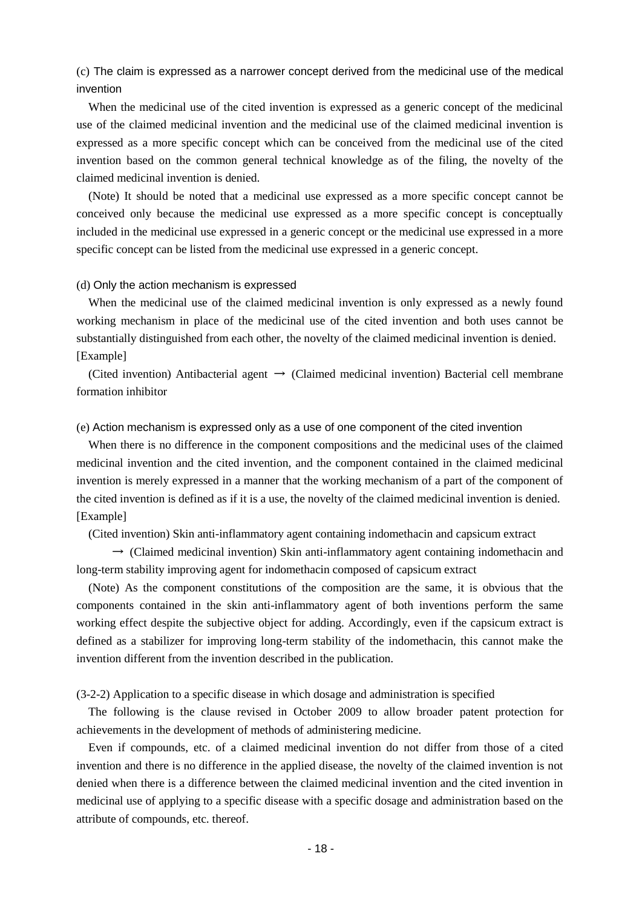(c) The claim is expressed as a narrower concept derived from the medicinal use of the medical invention

When the medicinal use of the cited invention is expressed as a generic concept of the medicinal use of the claimed medicinal invention and the medicinal use of the claimed medicinal invention is expressed as a more specific concept which can be conceived from the medicinal use of the cited invention based on the common general technical knowledge as of the filing, the novelty of the claimed medicinal invention is denied.

(Note) It should be noted that a medicinal use expressed as a more specific concept cannot be conceived only because the medicinal use expressed as a more specific concept is conceptually included in the medicinal use expressed in a generic concept or the medicinal use expressed in a more specific concept can be listed from the medicinal use expressed in a generic concept.

(d) Only the action mechanism is expressed

When the medicinal use of the claimed medicinal invention is only expressed as a newly found working mechanism in place of the medicinal use of the cited invention and both uses cannot be substantially distinguished from each other, the novelty of the claimed medicinal invention is denied.

[Example]

(Cited invention) Antibacterial agent → (Claimed medicinal invention) Bacterial cell membrane formation inhibitor

(e) Action mechanism is expressed only as a use of one component of the cited invention

When there is no difference in the component compositions and the medicinal uses of the claimed medicinal invention and the cited invention, and the component contained in the claimed medicinal invention is merely expressed in a manner that the working mechanism of a part of the component of the cited invention is defined as if it is a use, the novelty of the claimed medicinal invention is denied.

[Example]

(Cited invention) Skin anti-inflammatory agent containing indomethacin and capsicum extract

→ (Claimed medicinal invention) Skin anti-inflammatory agent containing indomethacin and long-term stability improving agent for indomethacin composed of capsicum extract

(Note) As the component constitutions of the composition are the same, it is obvious that the components contained in the skin anti-inflammatory agent of both inventions perform the same working effect despite the subjective object for adding. Accordingly, even if the capsicum extract is defined as a stabilizer for improving long-term stability of the indomethacin, this cannot make the invention different from the invention described in the publication.

(3-2-2) Application to a specific disease in which dosage and administration is specified

The following is the clause revised in October 2009 to allow broader patent protection for achievements in the development of methods of administering medicine.

Even if compounds, etc. of a claimed medicinal invention do not differ from those of a cited invention and there is no difference in the applied disease, the novelty of the claimed invention is not denied when there is a difference between the claimed medicinal invention and the cited invention in medicinal use of applying to a specific disease with a specific dosage and administration based on the attribute of compounds, etc. thereof.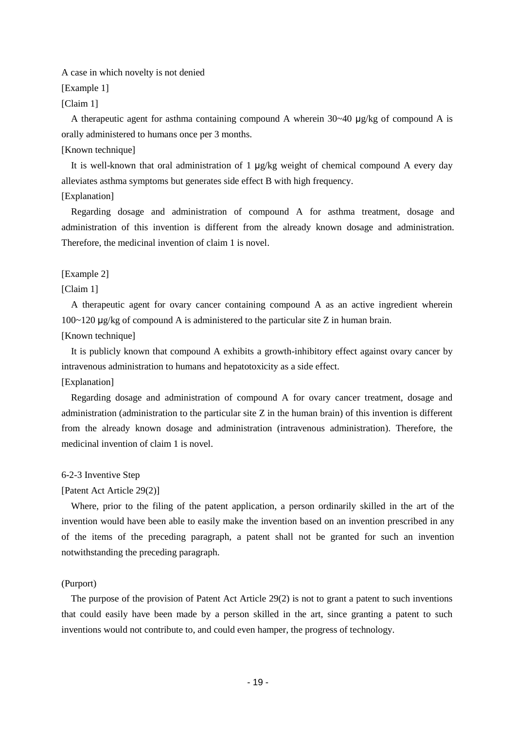A case in which novelty is not denied

[Example 1]

[Claim 1]

A therapeutic agent for asthma containing compound A wherein 30~40 μg/kg of compound A is orally administered to humans once per 3 months.

[Known technique]

It is well-known that oral administration of 1 μg/kg weight of chemical compound A every day alleviates asthma symptoms but generates side effect B with high frequency.

[Explanation]

Regarding dosage and administration of compound A for asthma treatment, dosage and administration of this invention is different from the already known dosage and administration. Therefore, the medicinal invention of claim 1 is novel.

[Example 2]

[Claim 1]

A therapeutic agent for ovary cancer containing compound A as an active ingredient wherein 100~120 μg/kg of compound A is administered to the particular site Z in human brain.

[Known technique]

It is publicly known that compound A exhibits a growth-inhibitory effect against ovary cancer by intravenous administration to humans and hepatotoxicity as a side effect.

[Explanation]

Regarding dosage and administration of compound A for ovary cancer treatment, dosage and administration (administration to the particular site Z in the human brain) of this invention is different from the already known dosage and administration (intravenous administration). Therefore, the medicinal invention of claim 1 is novel.

### 6-2-3 Inventive Step

[Patent Act Article 29(2)]

Where, prior to the filing of the patent application, a person ordinarily skilled in the art of the invention would have been able to easily make the invention based on an invention prescribed in any of the items of the preceding paragraph, a patent shall not be granted for such an invention notwithstanding the preceding paragraph.

(Purport)

The purpose of the provision of Patent Act Article 29(2) is not to grant a patent to such inventions that could easily have been made by a person skilled in the art, since granting a patent to such inventions would not contribute to, and could even hamper, the progress of technology.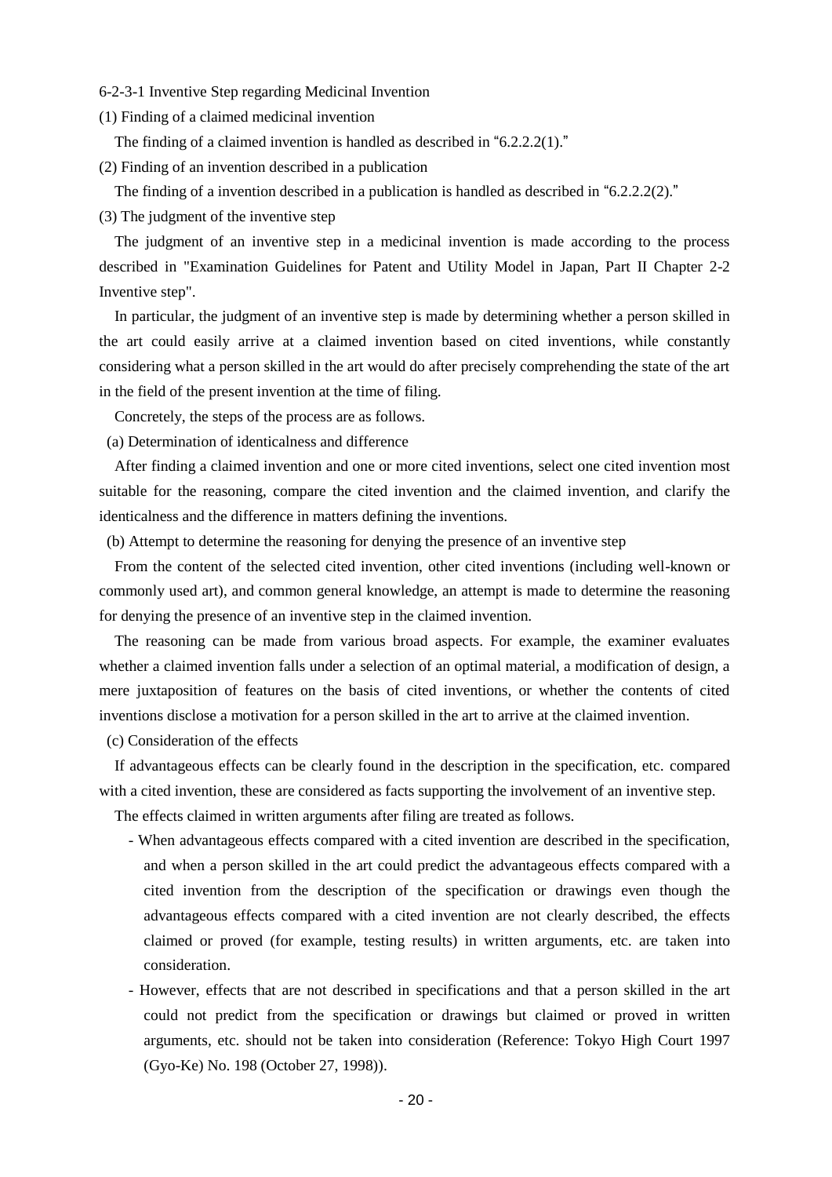6-2-3-1 Inventive Step regarding Medicinal Invention

(1) Finding of a claimed medicinal invention

The finding of a claimed invention is handled as described in "6.2.2.2(1)."

(2) Finding of an invention described in a publication

The finding of a invention described in a publication is handled as described in "6.2.2.2(2)."

(3) The judgment of the inventive step

The judgment of an inventive step in a medicinal invention is made according to the process described in "Examination Guidelines for Patent and Utility Model in Japan, Part II Chapter 2-2 Inventive step".

In particular, the judgment of an inventive step is made by determining whether a person skilled in the art could easily arrive at a claimed invention based on cited inventions, while constantly considering what a person skilled in the art would do after precisely comprehending the state of the art in the field of the present invention at the time of filing.

Concretely, the steps of the process are as follows.

(a) Determination of identicalness and difference

After finding a claimed invention and one or more cited inventions, select one cited invention most suitable for the reasoning, compare the cited invention and the claimed invention, and clarify the identicalness and the difference in matters defining the inventions.

(b) Attempt to determine the reasoning for denying the presence of an inventive step

From the content of the selected cited invention, other cited inventions (including well-known or commonly used art), and common general knowledge, an attempt is made to determine the reasoning for denying the presence of an inventive step in the claimed invention.

The reasoning can be made from various broad aspects. For example, the examiner evaluates whether a claimed invention falls under a selection of an optimal material, a modification of design, a mere juxtaposition of features on the basis of cited inventions, or whether the contents of cited inventions disclose a motivation for a person skilled in the art to arrive at the claimed invention.

(c) Consideration of the effects

If advantageous effects can be clearly found in the description in the specification, etc. compared with a cited invention, these are considered as facts supporting the involvement of an inventive step.

The effects claimed in written arguments after filing are treated as follows.

- When advantageous effects compared with a cited invention are described in the specification, and when a person skilled in the art could predict the advantageous effects compared with a cited invention from the description of the specification or drawings even though the advantageous effects compared with a cited invention are not clearly described, the effects claimed or proved (for example, testing results) in written arguments, etc. are taken into consideration.
- However, effects that are not described in specifications and that a person skilled in the art could not predict from the specification or drawings but claimed or proved in written arguments, etc. should not be taken into consideration (Reference: Tokyo High Court 1997 (Gyo-Ke) No. 198 (October 27, 1998)).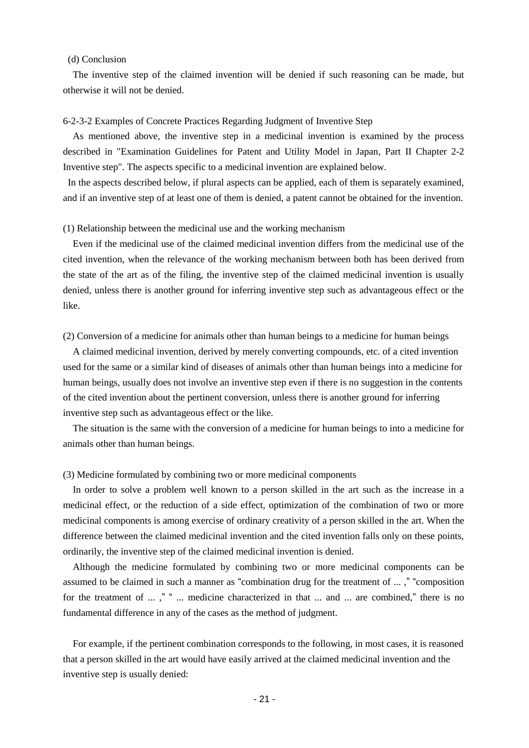(d) Conclusion

The inventive step of the claimed invention will be denied if such reasoning can be made, but otherwise it will not be denied.

6-2-3-2 Examples of Concrete Practices Regarding Judgment of Inventive Step

As mentioned above, the inventive step in a medicinal invention is examined by the process described in "Examination Guidelines for Patent and Utility Model in Japan, Part II Chapter 2-2 Inventive step". The aspects specific to a medicinal invention are explained below.

In the aspects described below, if plural aspects can be applied, each of them is separately examined, and if an inventive step of at least one of them is denied, a patent cannot be obtained for the invention.

(1) Relationship between the medicinal use and the working mechanism

Even if the medicinal use of the claimed medicinal invention differs from the medicinal use of the cited invention, when the relevance of the working mechanism between both has been derived from the state of the art as of the filing, the inventive step of the claimed medicinal invention is usually denied, unless there is another ground for inferring inventive step such as advantageous effect or the like.

(2) Conversion of a medicine for animals other than human beings to a medicine for human beings

A claimed medicinal invention, derived by merely converting compounds, etc. of a cited invention used for the same or a similar kind of diseases of animals other than human beings into a medicine for human beings, usually does not involve an inventive step even if there is no suggestion in the contents of the cited invention about the pertinent conversion, unless there is another ground for inferring inventive step such as advantageous effect or the like.

The situation is the same with the conversion of a medicine for human beings to into a medicine for animals other than human beings.

(3) Medicine formulated by combining two or more medicinal components

In order to solve a problem well known to a person skilled in the art such as the increase in a medicinal effect, or the reduction of a side effect, optimization of the combination of two or more medicinal components is among exercise of ordinary creativity of a person skilled in the art. When the difference between the claimed medicinal invention and the cited invention falls only on these points, ordinarily, the inventive step of the claimed medicinal invention is denied.

Although the medicine formulated by combining two or more medicinal components can be assumed to be claimed in such a manner as "combination drug for the treatment of ... ," "composition for the treatment of ... ," " ... medicine characterized in that ... and ... are combined," there is no fundamental difference in any of the cases as the method of judgment.

For example, if the pertinent combination corresponds to the following, in most cases, it is reasoned that a person skilled in the art would have easily arrived at the claimed medicinal invention and the inventive step is usually denied: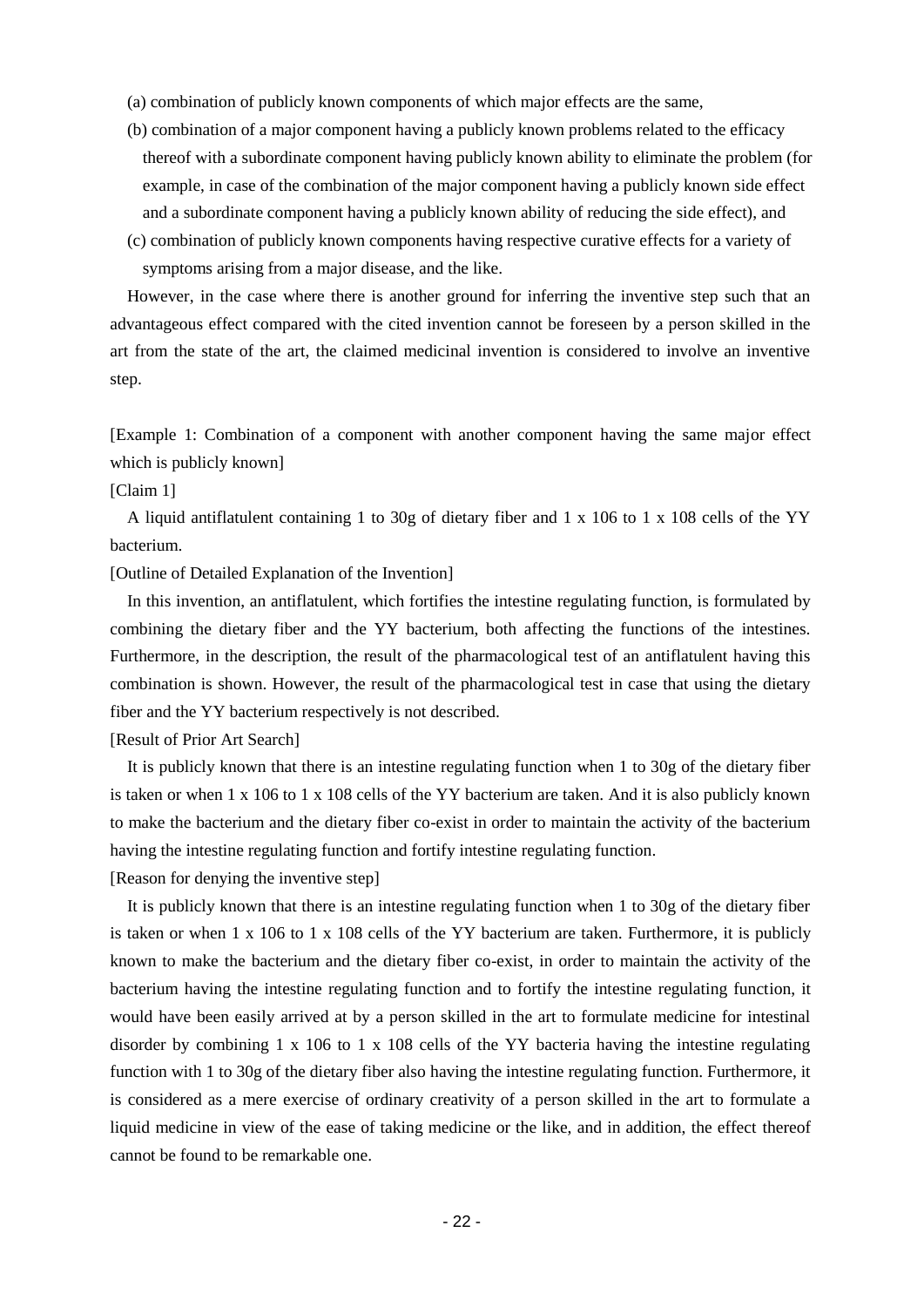(a) combination of publicly known components of which major effects are the same,

(b) combination of a major component having a publicly known problems related to the efficacy thereof with a subordinate component having publicly known ability to eliminate the problem (for example, in case of the combination of the major component having a publicly known side effect and a subordinate component having a publicly known ability of reducing the side effect), and

(c) combination of publicly known components having respective curative effects for a variety of symptoms arising from a major disease, and the like.

However, in the case where there is another ground for inferring the inventive step such that an advantageous effect compared with the cited invention cannot be foreseen by a person skilled in the art from the state of the art, the claimed medicinal invention is considered to involve an inventive step.

[Example 1: Combination of a component with another component having the same major effect which is publicly known]

[Claim 1]

A liquid antiflatulent containing 1 to 30g of dietary fiber and 1 x 106 to 1 x 108 cells of the YY bacterium.

[Outline of Detailed Explanation of the Invention]

In this invention, an antiflatulent, which fortifies the intestine regulating function, is formulated by combining the dietary fiber and the YY bacterium, both affecting the functions of the intestines. Furthermore, in the description, the result of the pharmacological test of an antiflatulent having this combination is shown. However, the result of the pharmacological test in case that using the dietary fiber and the YY bacterium respectively is not described.

[Result of Prior Art Search]

It is publicly known that there is an intestine regulating function when 1 to 30g of the dietary fiber is taken or when 1 x 106 to 1 x 108 cells of the YY bacterium are taken. And it is also publicly known to make the bacterium and the dietary fiber co-exist in order to maintain the activity of the bacterium having the intestine regulating function and fortify intestine regulating function.

[Reason for denying the inventive step]

It is publicly known that there is an intestine regulating function when 1 to 30g of the dietary fiber is taken or when 1 x 106 to 1 x 108 cells of the YY bacterium are taken. Furthermore, it is publicly known to make the bacterium and the dietary fiber co-exist, in order to maintain the activity of the bacterium having the intestine regulating function and to fortify the intestine regulating function, it would have been easily arrived at by a person skilled in the art to formulate medicine for intestinal disorder by combining 1 x 106 to 1 x 108 cells of the YY bacteria having the intestine regulating function with 1 to 30g of the dietary fiber also having the intestine regulating function. Furthermore, it is considered as a mere exercise of ordinary creativity of a person skilled in the art to formulate a liquid medicine in view of the ease of taking medicine or the like, and in addition, the effect thereof cannot be found to be remarkable one.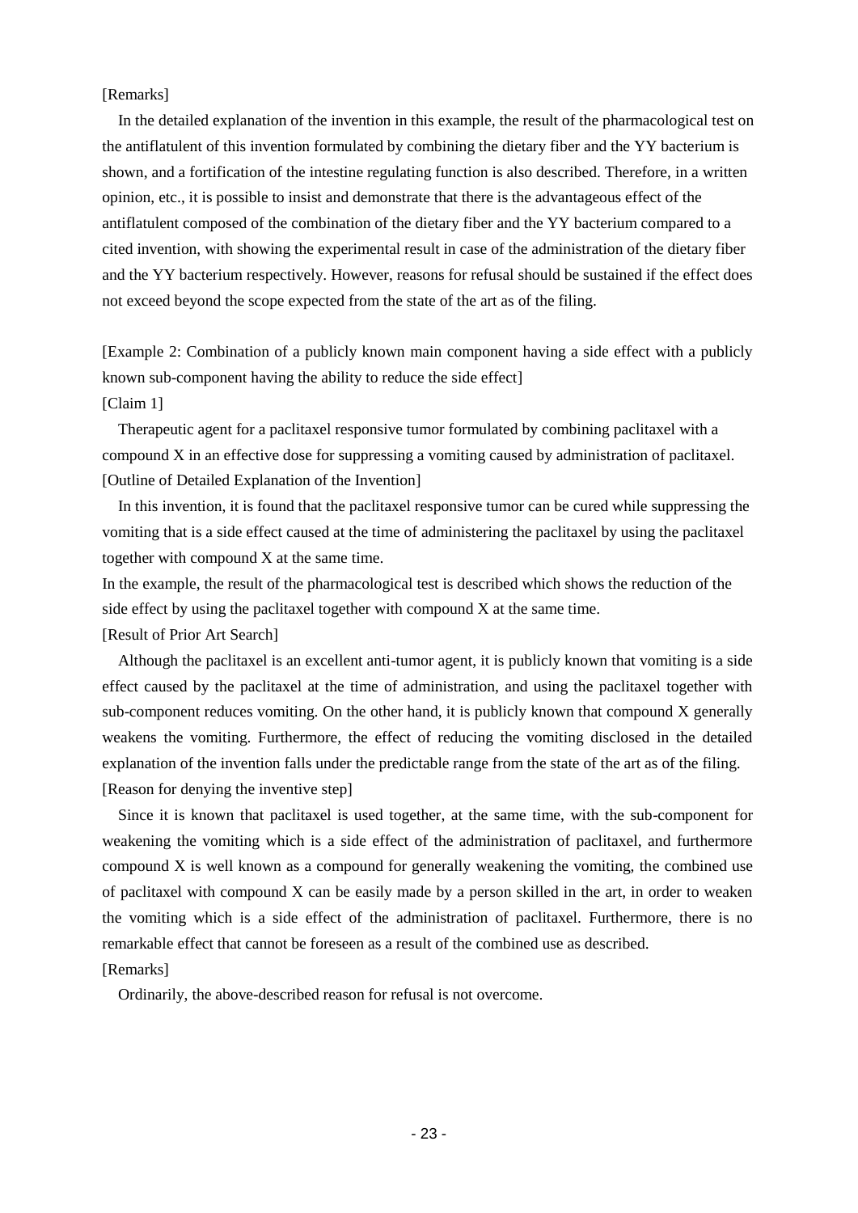[Remarks]

In the detailed explanation of the invention in this example, the result of the pharmacological test on the antiflatulent of this invention formulated by combining the dietary fiber and the YY bacterium is shown, and a fortification of the intestine regulating function is also described. Therefore, in a written opinion, etc., it is possible to insist and demonstrate that there is the advantageous effect of the antiflatulent composed of the combination of the dietary fiber and the YY bacterium compared to a cited invention, with showing the experimental result in case of the administration of the dietary fiber and the YY bacterium respectively. However, reasons for refusal should be sustained if the effect does not exceed beyond the scope expected from the state of the art as of the filing.

[Example 2: Combination of a publicly known main component having a side effect with a publicly known sub-component having the ability to reduce the side effect]

[Claim 1]

Therapeutic agent for a paclitaxel responsive tumor formulated by combining paclitaxel with a compound X in an effective dose for suppressing a vomiting caused by administration of paclitaxel.

[Outline of Detailed Explanation of the Invention]

In this invention, it is found that the paclitaxel responsive tumor can be cured while suppressing the vomiting that is a side effect caused at the time of administering the paclitaxel by using the paclitaxel together with compound X at the same time.

In the example, the result of the pharmacological test is described which shows the reduction of the side effect by using the paclitaxel together with compound X at the same time.

[Result of Prior Art Search]

Although the paclitaxel is an excellent anti-tumor agent, it is publicly known that vomiting is a side effect caused by the paclitaxel at the time of administration, and using the paclitaxel together with sub-component reduces vomiting. On the other hand, it is publicly known that compound X generally weakens the vomiting. Furthermore, the effect of reducing the vomiting disclosed in the detailed explanation of the invention falls under the predictable range from the state of the art as of the filing.

[Reason for denying the inventive step]

Since it is known that paclitaxel is used together, at the same time, with the sub-component for weakening the vomiting which is a side effect of the administration of paclitaxel, and furthermore compound X is well known as a compound for generally weakening the vomiting, the combined use of paclitaxel with compound X can be easily made by a person skilled in the art, in order to weaken the vomiting which is a side effect of the administration of paclitaxel. Furthermore, there is no remarkable effect that cannot be foreseen as a result of the combined use as described.

[Remarks]

Ordinarily, the above-described reason for refusal is not overcome.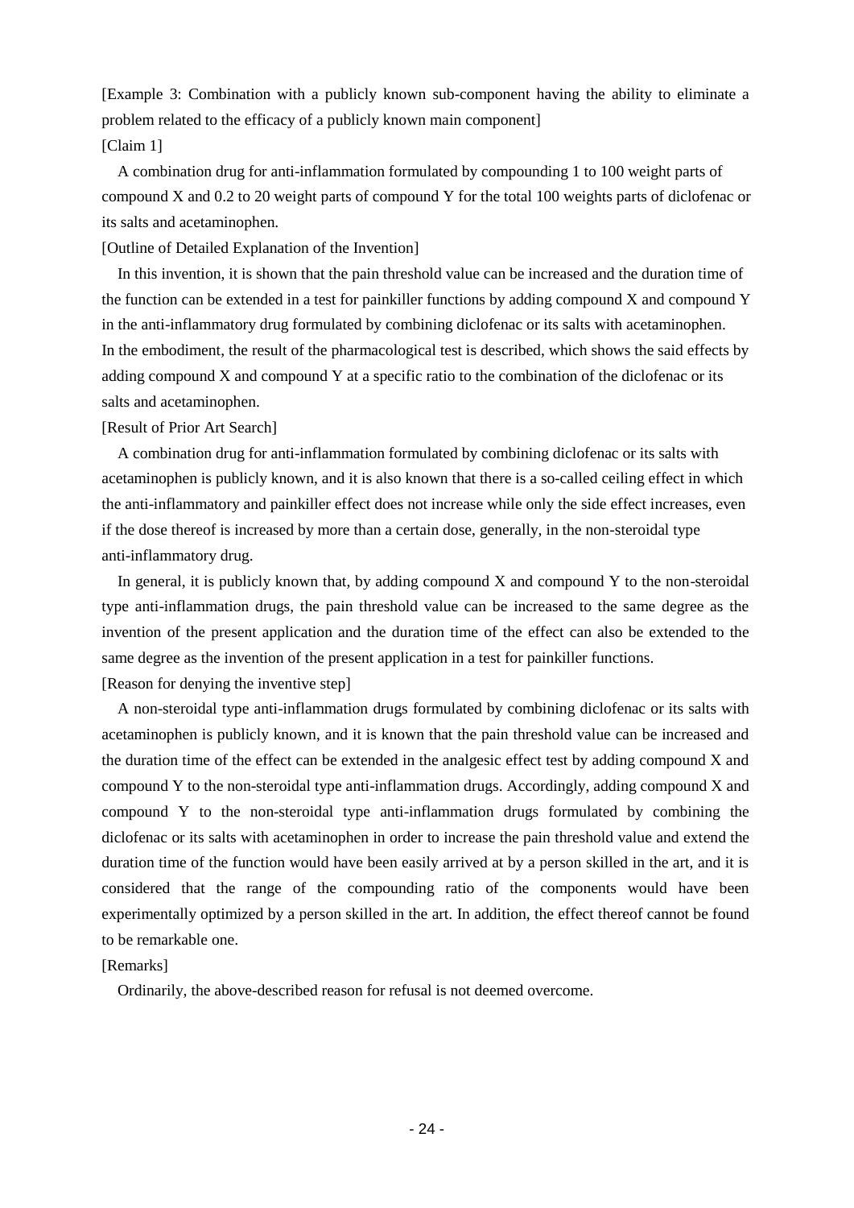[Example 3: Combination with a publicly known sub-component having the ability to eliminate a problem related to the efficacy of a publicly known main component]

[Claim 1]

A combination drug for anti-inflammation formulated by compounding 1 to 100 weight parts of compound X and 0.2 to 20 weight parts of compound Y for the total 100 weights parts of diclofenac or its salts and acetaminophen.

[Outline of Detailed Explanation of the Invention]

In this invention, it is shown that the pain threshold value can be increased and the duration time of the function can be extended in a test for painkiller functions by adding compound X and compound Y in the anti-inflammatory drug formulated by combining diclofenac or its salts with acetaminophen. In the embodiment, the result of the pharmacological test is described, which shows the said effects by adding compound X and compound Y at a specific ratio to the combination of the diclofenac or its salts and acetaminophen.

[Result of Prior Art Search]

A combination drug for anti-inflammation formulated by combining diclofenac or its salts with acetaminophen is publicly known, and it is also known that there is a so-called ceiling effect in which the anti-inflammatory and painkiller effect does not increase while only the side effect increases, even if the dose thereof is increased by more than a certain dose, generally, in the non-steroidal type anti-inflammatory drug.

In general, it is publicly known that, by adding compound X and compound Y to the non-steroidal type anti-inflammation drugs, the pain threshold value can be increased to the same degree as the invention of the present application and the duration time of the effect can also be extended to the same degree as the invention of the present application in a test for painkiller functions.

[Reason for denying the inventive step]

A non-steroidal type anti-inflammation drugs formulated by combining diclofenac or its salts with acetaminophen is publicly known, and it is known that the pain threshold value can be increased and the duration time of the effect can be extended in the analgesic effect test by adding compound X and compound Y to the non-steroidal type anti-inflammation drugs. Accordingly, adding compound X and compound Y to the non-steroidal type anti-inflammation drugs formulated by combining the diclofenac or its salts with acetaminophen in order to increase the pain threshold value and extend the duration time of the function would have been easily arrived at by a person skilled in the art, and it is considered that the range of the compounding ratio of the components would have been experimentally optimized by a person skilled in the art. In addition, the effect thereof cannot be found to be remarkable one.

[Remarks]

Ordinarily, the above-described reason for refusal is not deemed overcome.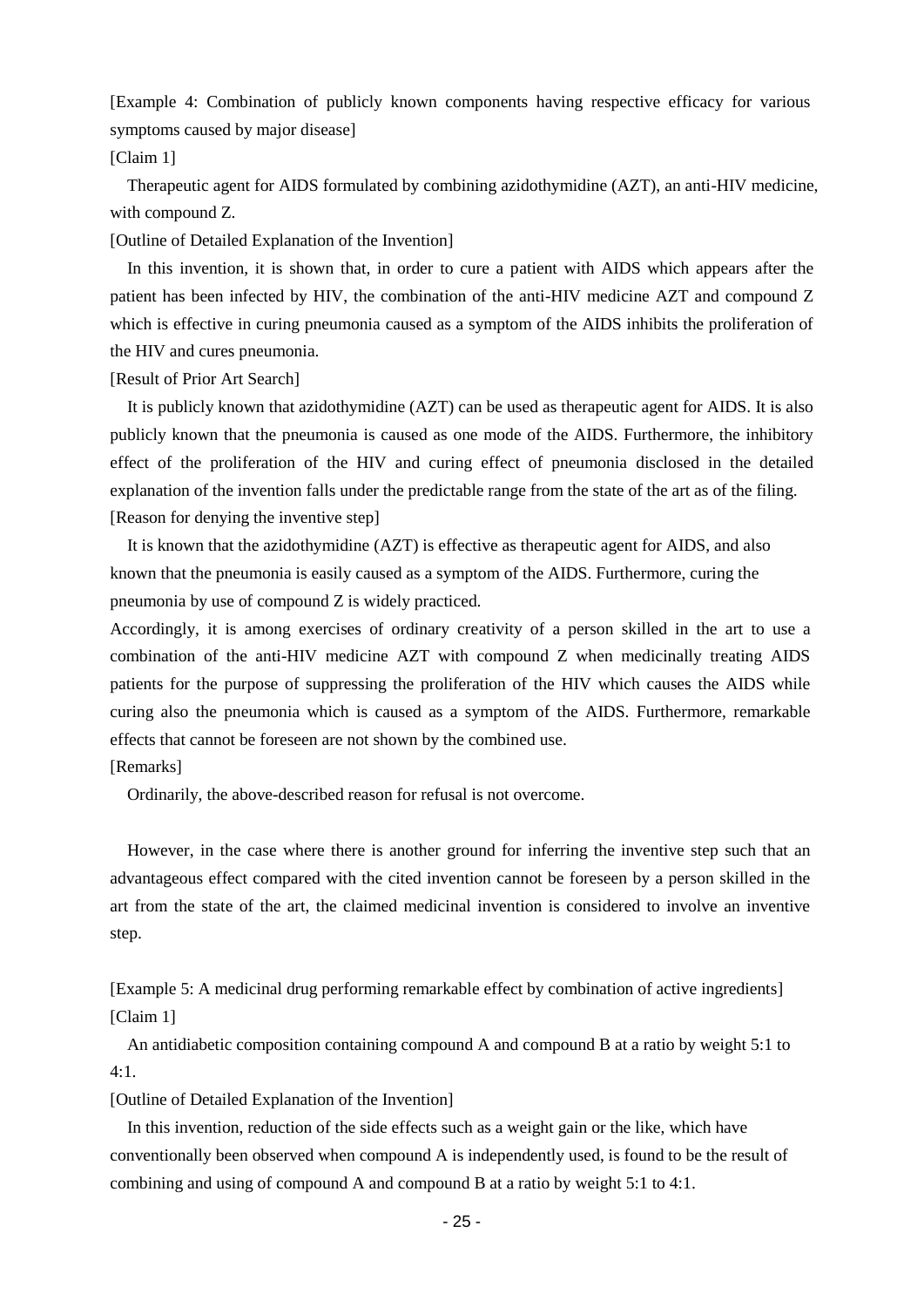[Example 4: Combination of publicly known components having respective efficacy for various symptoms caused by major disease]

[Claim 1]

Therapeutic agent for AIDS formulated by combining azidothymidine (AZT), an anti-HIV medicine, with compound Z.

[Outline of Detailed Explanation of the Invention]

In this invention, it is shown that, in order to cure a patient with AIDS which appears after the patient has been infected by HIV, the combination of the anti-HIV medicine AZT and compound Z which is effective in curing pneumonia caused as a symptom of the AIDS inhibits the proliferation of the HIV and cures pneumonia.

[Result of Prior Art Search]

It is publicly known that azidothymidine (AZT) can be used as therapeutic agent for AIDS. It is also publicly known that the pneumonia is caused as one mode of the AIDS. Furthermore, the inhibitory effect of the proliferation of the HIV and curing effect of pneumonia disclosed in the detailed explanation of the invention falls under the predictable range from the state of the art as of the filing.

[Reason for denying the inventive step]

It is known that the azidothymidine (AZT) is effective as therapeutic agent for AIDS, and also known that the pneumonia is easily caused as a symptom of the AIDS. Furthermore, curing the pneumonia by use of compound Z is widely practiced.

Accordingly, it is among exercises of ordinary creativity of a person skilled in the art to use a combination of the anti-HIV medicine AZT with compound Z when medicinally treating AIDS patients for the purpose of suppressing the proliferation of the HIV which causes the AIDS while curing also the pneumonia which is caused as a symptom of the AIDS. Furthermore, remarkable effects that cannot be foreseen are not shown by the combined use.

[Remarks]

Ordinarily, the above-described reason for refusal is not overcome.

However, in the case where there is another ground for inferring the inventive step such that an advantageous effect compared with the cited invention cannot be foreseen by a person skilled in the art from the state of the art, the claimed medicinal invention is considered to involve an inventive step.

[Example 5: A medicinal drug performing remarkable effect by combination of active ingredients]

[Claim 1]

An antidiabetic composition containing compound A and compound B at a ratio by weight 5:1 to 4:1.

[Outline of Detailed Explanation of the Invention]

In this invention, reduction of the side effects such as a weight gain or the like, which have conventionally been observed when compound A is independently used, is found to be the result of combining and using of compound A and compound B at a ratio by weight 5:1 to 4:1.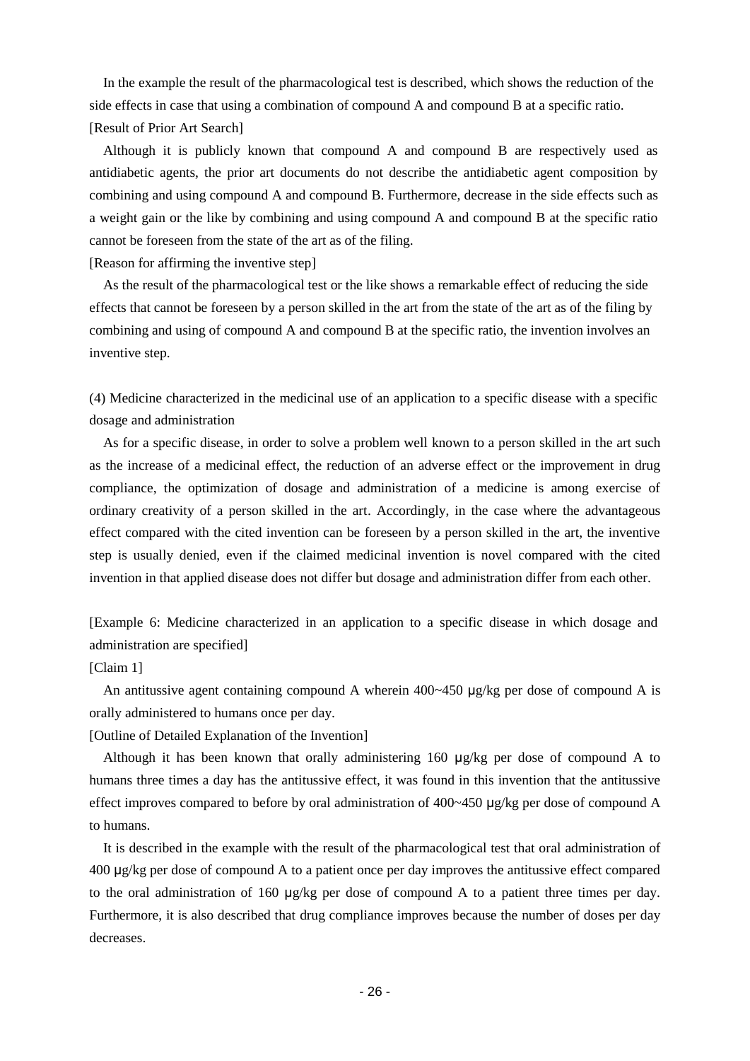In the example the result of the pharmacological test is described, which shows the reduction of the side effects in case that using a combination of compound A and compound B at a specific ratio.

[Result of Prior Art Search]

Although it is publicly known that compound A and compound B are respectively used as antidiabetic agents, the prior art documents do not describe the antidiabetic agent composition by combining and using compound A and compound B. Furthermore, decrease in the side effects such as a weight gain or the like by combining and using compound A and compound B at the specific ratio cannot be foreseen from the state of the art as of the filing.

[Reason for affirming the inventive step]

As the result of the pharmacological test or the like shows a remarkable effect of reducing the side effects that cannot be foreseen by a person skilled in the art from the state of the art as of the filing by combining and using of compound A and compound B at the specific ratio, the invention involves an inventive step.

(4) Medicine characterized in the medicinal use of an application to a specific disease with a specific dosage and administration

As for a specific disease, in order to solve a problem well known to a person skilled in the art such as the increase of a medicinal effect, the reduction of an adverse effect or the improvement in drug compliance, the optimization of dosage and administration of a medicine is among exercise of ordinary creativity of a person skilled in the art. Accordingly, in the case where the advantageous effect compared with the cited invention can be foreseen by a person skilled in the art, the inventive step is usually denied, even if the claimed medicinal invention is novel compared with the cited invention in that applied disease does not differ but dosage and administration differ from each other.

[Example 6: Medicine characterized in an application to a specific disease in which dosage and administration are specified]

[Claim 1]

An antitussive agent containing compound A wherein 400~450 μg/kg per dose of compound A is orally administered to humans once per day.

[Outline of Detailed Explanation of the Invention]

Although it has been known that orally administering 160 μg/kg per dose of compound A to humans three times a day has the antitussive effect, it was found in this invention that the antitussive effect improves compared to before by oral administration of 400~450 μg/kg per dose of compound A to humans.

It is described in the example with the result of the pharmacological test that oral administration of 400 μg/kg per dose of compound A to a patient once per day improves the antitussive effect compared to the oral administration of 160 μg/kg per dose of compound A to a patient three times per day. Furthermore, it is also described that drug compliance improves because the number of doses per day decreases.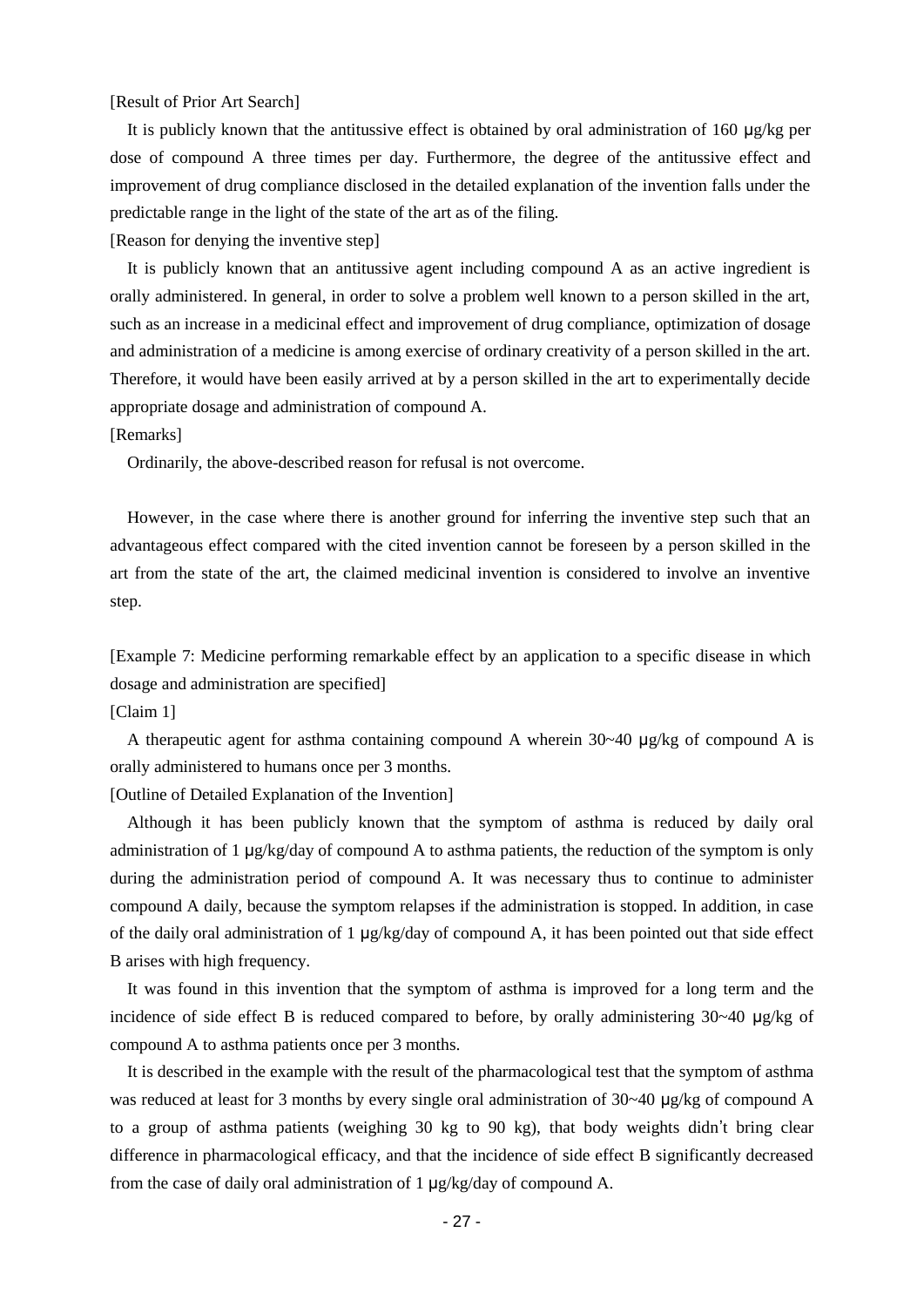[Result of Prior Art Search]

It is publicly known that the antitussive effect is obtained by oral administration of 160 μg/kg per dose of compound A three times per day. Furthermore, the degree of the antitussive effect and improvement of drug compliance disclosed in the detailed explanation of the invention falls under the predictable range in the light of the state of the art as of the filing.

[Reason for denying the inventive step]

It is publicly known that an antitussive agent including compound A as an active ingredient is orally administered. In general, in order to solve a problem well known to a person skilled in the art, such as an increase in a medicinal effect and improvement of drug compliance, optimization of dosage and administration of a medicine is among exercise of ordinary creativity of a person skilled in the art. Therefore, it would have been easily arrived at by a person skilled in the art to experimentally decide appropriate dosage and administration of compound A.

[Remarks]

Ordinarily, the above-described reason for refusal is not overcome.

However, in the case where there is another ground for inferring the inventive step such that an advantageous effect compared with the cited invention cannot be foreseen by a person skilled in the art from the state of the art, the claimed medicinal invention is considered to involve an inventive step.

[Example 7: Medicine performing remarkable effect by an application to a specific disease in which dosage and administration are specified]

[Claim 1]

A therapeutic agent for asthma containing compound A wherein 30~40 μg/kg of compound A is orally administered to humans once per 3 months.

[Outline of Detailed Explanation of the Invention]

Although it has been publicly known that the symptom of asthma is reduced by daily oral administration of 1 μg/kg/day of compound A to asthma patients, the reduction of the symptom is only during the administration period of compound A. It was necessary thus to continue to administer compound A daily, because the symptom relapses if the administration is stopped. In addition, in case of the daily oral administration of 1 μg/kg/day of compound A, it has been pointed out that side effect B arises with high frequency.

It was found in this invention that the symptom of asthma is improved for a long term and the incidence of side effect B is reduced compared to before, by orally administering 30~40 μg/kg of compound A to asthma patients once per 3 months.

It is described in the example with the result of the pharmacological test that the symptom of asthma was reduced at least for 3 months by every single oral administration of 30~40 μg/kg of compound A to a group of asthma patients (weighing 30 kg to 90 kg), that body weights didn't bring clear difference in pharmacological efficacy, and that the incidence of side effect B significantly decreased from the case of daily oral administration of 1 μg/kg/day of compound A.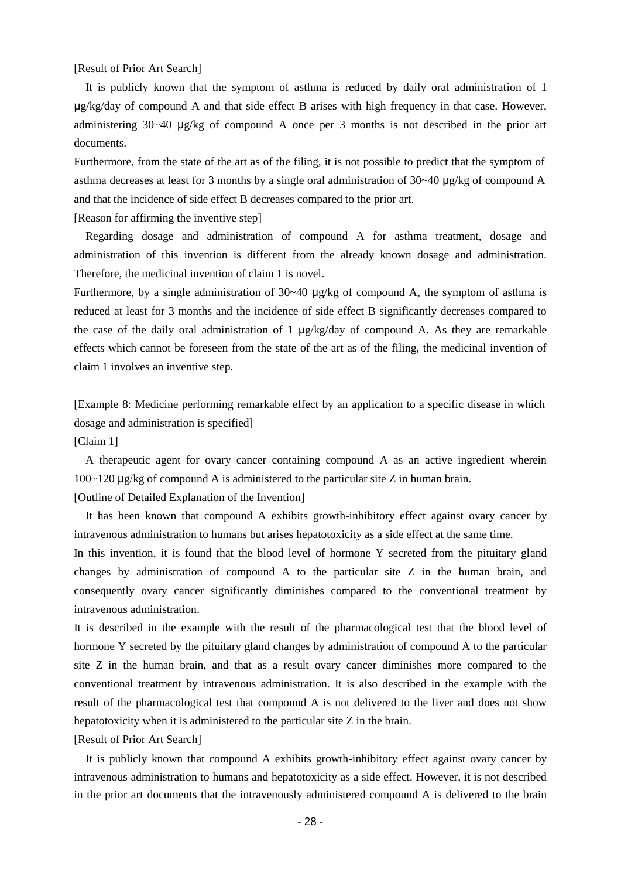[Result of Prior Art Search]

It is publicly known that the symptom of asthma is reduced by daily oral administration of 1 μg/kg/day of compound A and that side effect B arises with high frequency in that case. However, administering 30~40 μg/kg of compound A once per 3 months is not described in the prior art documents.

Furthermore, from the state of the art as of the filing, it is not possible to predict that the symptom of asthma decreases at least for 3 months by a single oral administration of 30~40 μg/kg of compound A and that the incidence of side effect B decreases compared to the prior art.

[Reason for affirming the inventive step]

Regarding dosage and administration of compound A for asthma treatment, dosage and administration of this invention is different from the already known dosage and administration. Therefore, the medicinal invention of claim 1 is novel.

Furthermore, by a single administration of 30~40 μg/kg of compound A, the symptom of asthma is reduced at least for 3 months and the incidence of side effect B significantly decreases compared to the case of the daily oral administration of 1 μg/kg/day of compound A. As they are remarkable effects which cannot be foreseen from the state of the art as of the filing, the medicinal invention of claim 1 involves an inventive step.

[Example 8: Medicine performing remarkable effect by an application to a specific disease in which dosage and administration is specified]

[Claim 1]

A therapeutic agent for ovary cancer containing compound A as an active ingredient wherein 100~120 μg/kg of compound A is administered to the particular site Z in human brain.

[Outline of Detailed Explanation of the Invention]

It has been known that compound A exhibits growth-inhibitory effect against ovary cancer by intravenous administration to humans but arises hepatotoxicity as a side effect at the same time.

In this invention, it is found that the blood level of hormone Y secreted from the pituitary gland changes by administration of compound A to the particular site Z in the human brain, and consequently ovary cancer significantly diminishes compared to the conventional treatment by intravenous administration.

It is described in the example with the result of the pharmacological test that the blood level of hormone Y secreted by the pituitary gland changes by administration of compound A to the particular site Z in the human brain, and that as a result ovary cancer diminishes more compared to the conventional treatment by intravenous administration. It is also described in the example with the result of the pharmacological test that compound A is not delivered to the liver and does not show hepatotoxicity when it is administered to the particular site Z in the brain.

[Result of Prior Art Search]

It is publicly known that compound A exhibits growth-inhibitory effect against ovary cancer by intravenous administration to humans and hepatotoxicity as a side effect. However, it is not described in the prior art documents that the intravenously administered compound A is delivered to the brain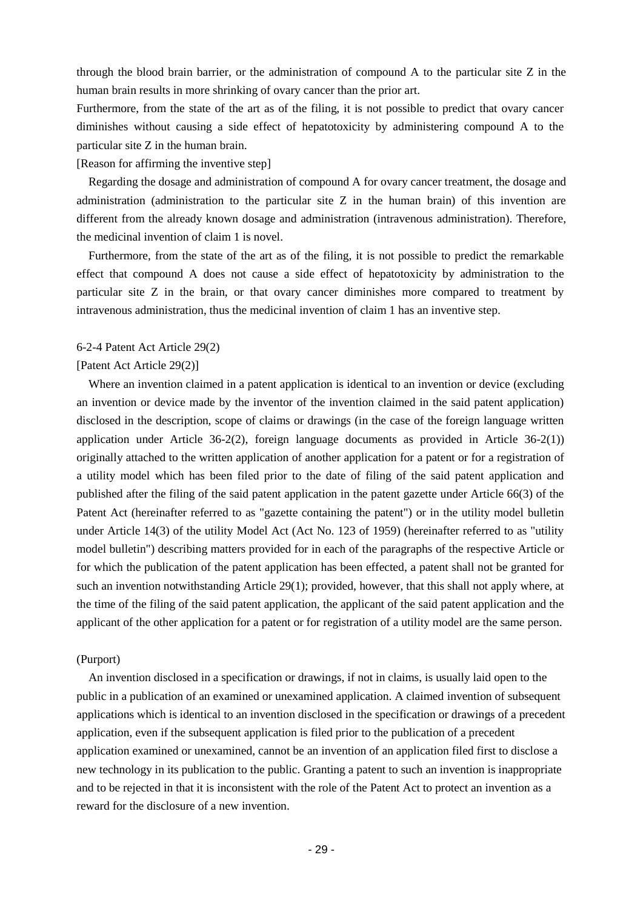through the blood brain barrier, or the administration of compound A to the particular site Z in the human brain results in more shrinking of ovary cancer than the prior art.

Furthermore, from the state of the art as of the filing, it is not possible to predict that ovary cancer diminishes without causing a side effect of hepatotoxicity by administering compound A to the particular site Z in the human brain.

[Reason for affirming the inventive step]

Regarding the dosage and administration of compound A for ovary cancer treatment, the dosage and administration (administration to the particular site Z in the human brain) of this invention are different from the already known dosage and administration (intravenous administration). Therefore, the medicinal invention of claim 1 is novel.

Furthermore, from the state of the art as of the filing, it is not possible to predict the remarkable effect that compound A does not cause a side effect of hepatotoxicity by administration to the particular site Z in the brain, or that ovary cancer diminishes more compared to treatment by intravenous administration, thus the medicinal invention of claim 1 has an inventive step.

### 6-2-4 Patent Act Article 29(2)

[Patent Act Article 29(2)]

Where an invention claimed in a patent application is identical to an invention or device (excluding an invention or device made by the inventor of the invention claimed in the said patent application) disclosed in the description, scope of claims or drawings (in the case of the foreign language written application under Article 36-2(2), foreign language documents as provided in Article 36-2(1)) originally attached to the written application of another application for a patent or for a registration of a utility model which has been filed prior to the date of filing of the said patent application and published after the filing of the said patent application in the patent gazette under Article 66(3) of the Patent Act (hereinafter referred to as "gazette containing the patent") or in the utility model bulletin under Article 14(3) of the utility Model Act (Act No. 123 of 1959) (hereinafter referred to as "utility model bulletin") describing matters provided for in each of the paragraphs of the respective Article or for which the publication of the patent application has been effected, a patent shall not be granted for such an invention notwithstanding Article 29(1); provided, however, that this shall not apply where, at the time of the filing of the said patent application, the applicant of the said patent application and the applicant of the other application for a patent or for registration of a utility model are the same person.

(Purport)

An invention disclosed in a specification or drawings, if not in claims, is usually laid open to the public in a publication of an examined or unexamined application. A claimed invention of subsequent applications which is identical to an invention disclosed in the specification or drawings of a precedent application, even if the subsequent application is filed prior to the publication of a precedent application examined or unexamined, cannot be an invention of an application filed first to disclose a new technology in its publication to the public. Granting a patent to such an invention is inappropriate and to be rejected in that it is inconsistent with the role of the Patent Act to protect an invention as a reward for the disclosure of a new invention.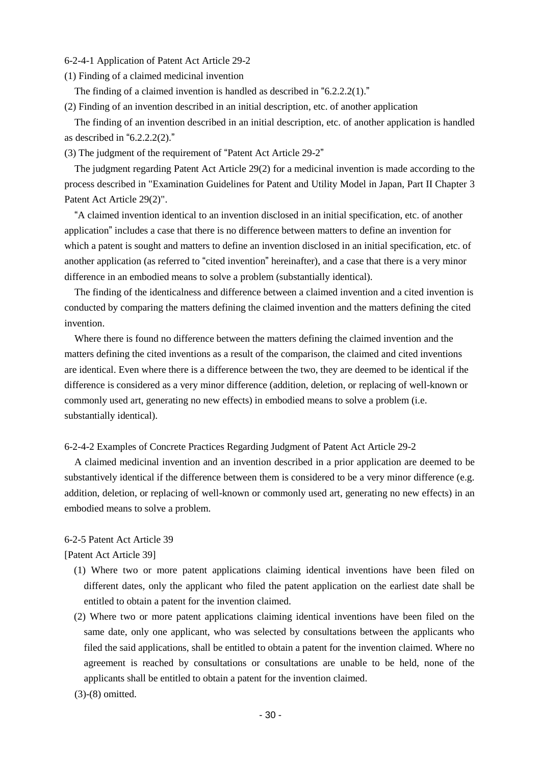6-2-4-1 Application of Patent Act Article 29-2

(1) Finding of a claimed medicinal invention

The finding of a claimed invention is handled as described in "6.2.2.2(1)."

(2) Finding of an invention described in an initial description, etc. of another application

The finding of an invention described in an initial description, etc. of another application is handled as described in "6.2.2.2(2)."

(3) The judgment of the requirement of "Patent Act Article 29-2"

The judgment regarding Patent Act Article 29(2) for a medicinal invention is made according to the process described in "Examination Guidelines for Patent and Utility Model in Japan, Part II Chapter 3 Patent Act Article 29(2)".

"A claimed invention identical to an invention disclosed in an initial specification, etc. of another application" includes a case that there is no difference between matters to define an invention for which a patent is sought and matters to define an invention disclosed in an initial specification, etc. of another application (as referred to "cited invention" hereinafter), and a case that there is a very minor difference in an embodied means to solve a problem (substantially identical).

The finding of the identicalness and difference between a claimed invention and a cited invention is conducted by comparing the matters defining the claimed invention and the matters defining the cited invention.

Where there is found no difference between the matters defining the claimed invention and the matters defining the cited inventions as a result of the comparison, the claimed and cited inventions are identical. Even where there is a difference between the two, they are deemed to be identical if the difference is considered as a very minor difference (addition, deletion, or replacing of well-known or commonly used art, generating no new effects) in embodied means to solve a problem (i.e. substantially identical).

6-2-4-2 Examples of Concrete Practices Regarding Judgment of Patent Act Article 29-2

A claimed medicinal invention and an invention described in a prior application are deemed to be substantively identical if the difference between them is considered to be a very minor difference (e.g. addition, deletion, or replacing of well-known or commonly used art, generating no new effects) in an embodied means to solve a problem.

6-2-5 Patent Act Article 39

[Patent Act Article 39]

(1) Where two or more patent applications claiming identical inventions have been filed on different dates, only the applicant who filed the patent application on the earliest date shall be entitled to obtain a patent for the invention claimed.

(2) Where two or more patent applications claiming identical inventions have been filed on the same date, only one applicant, who was selected by consultations between the applicants who filed the said applications, shall be entitled to obtain a patent for the invention claimed. Where no agreement is reached by consultations or consultations are unable to be held, none of the applicants shall be entitled to obtain a patent for the invention claimed.

(3)-(8) omitted.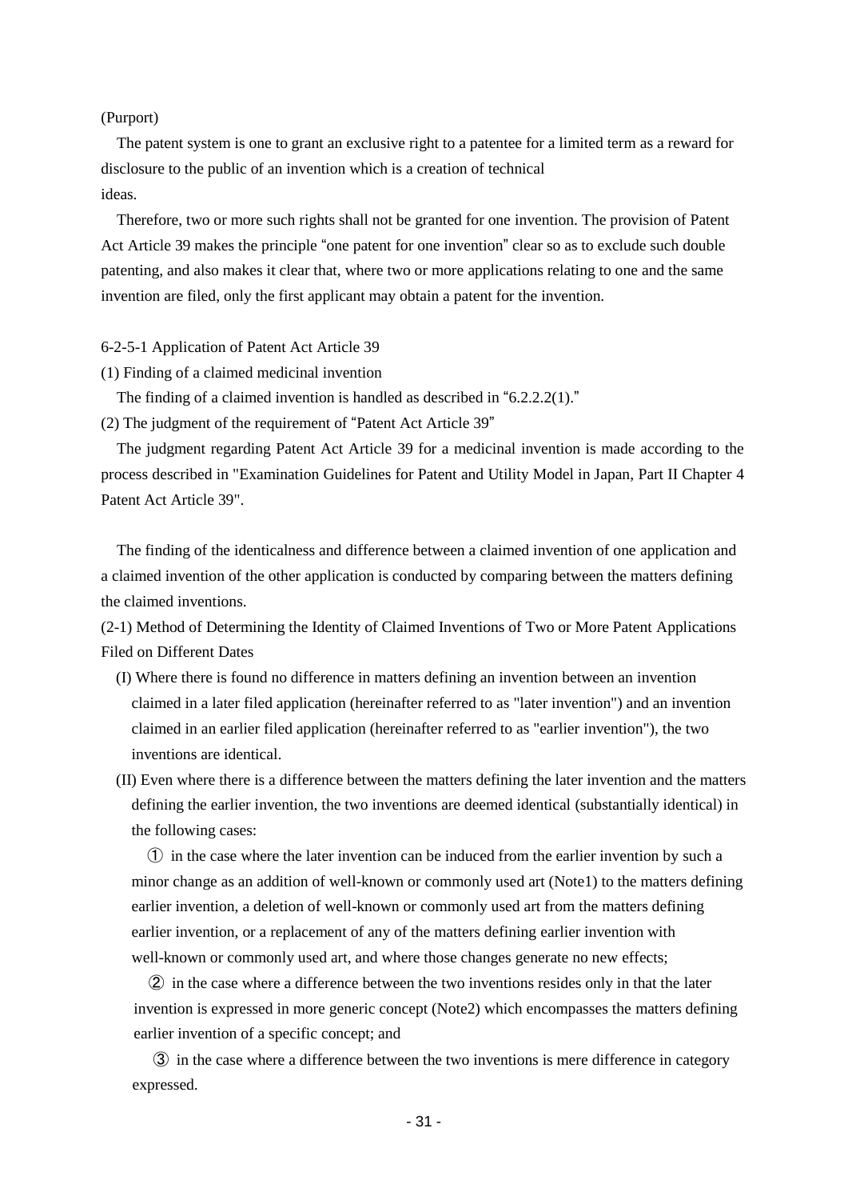(Purport)

The patent system is one to grant an exclusive right to a patentee for a limited term as a reward for disclosure to the public of an invention which is a creation of technical ideas.

Therefore, two or more such rights shall not be granted for one invention. The provision of Patent Act Article 39 makes the principle "one patent for one invention" clear so as to exclude such double patenting, and also makes it clear that, where two or more applications relating to one and the same invention are filed, only the first applicant may obtain a patent for the invention.

6-2-5-1 Application of Patent Act Article 39

(1) Finding of a claimed medicinal invention

The finding of a claimed invention is handled as described in "6.2.2.2(1)."

(2) The judgment of the requirement of "Patent Act Article 39"

The judgment regarding Patent Act Article 39 for a medicinal invention is made according to the process described in "Examination Guidelines for Patent and Utility Model in Japan, Part II Chapter 4 Patent Act Article 39".

The finding of the identicalness and difference between a claimed invention of one application and a claimed invention of the other application is conducted by comparing between the matters defining the claimed inventions.

(2-1) Method of Determining the Identity of Claimed Inventions of Two or More Patent Applications Filed on Different Dates

(I) Where there is found no difference in matters defining an invention between an invention claimed in a later filed application (hereinafter referred to as "later invention") and an invention claimed in an earlier filed application (hereinafter referred to as "earlier invention"), the two inventions are identical.

(II) Even where there is a difference between the matters defining the later invention and the matters defining the earlier invention, the two inventions are deemed identical (substantially identical) in the following cases:

① in the case where the later invention can be induced from the earlier invention by such a minor change as an addition of well-known or commonly used art (Note1) to the matters defining earlier invention, a deletion of well-known or commonly used art from the matters defining earlier invention, or a replacement of any of the matters defining earlier invention with well-known or commonly used art, and where those changes generate no new effects;

② in the case where a difference between the two inventions resides only in that the later invention is expressed in more generic concept (Note2) which encompasses the matters defining earlier invention of a specific concept; and

③ in the case where a difference between the two inventions is mere difference in category expressed.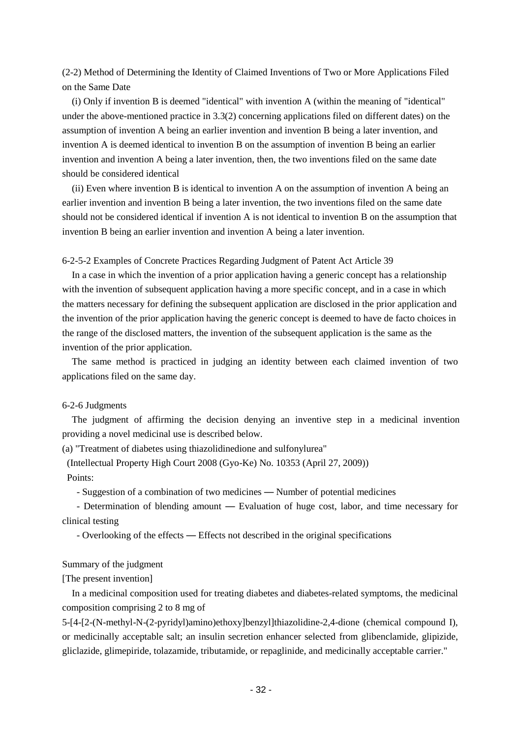(2-2) Method of Determining the Identity of Claimed Inventions of Two or More Applications Filed on the Same Date

(i) Only if invention B is deemed "identical" with invention A (within the meaning of "identical" under the above-mentioned practice in 3.3(2) concerning applications filed on different dates) on the assumption of invention A being an earlier invention and invention B being a later invention, and invention A is deemed identical to invention B on the assumption of invention B being an earlier invention and invention A being a later invention, then, the two inventions filed on the same date should be considered identical

(ii) Even where invention B is identical to invention A on the assumption of invention A being an earlier invention and invention B being a later invention, the two inventions filed on the same date should not be considered identical if invention A is not identical to invention B on the assumption that invention B being an earlier invention and invention A being a later invention.

6-2-5-2 Examples of Concrete Practices Regarding Judgment of Patent Act Article 39

In a case in which the invention of a prior application having a generic concept has a relationship with the invention of subsequent application having a more specific concept, and in a case in which the matters necessary for defining the subsequent application are disclosed in the prior application and the invention of the prior application having the generic concept is deemed to have de facto choices in the range of the disclosed matters, the invention of the subsequent application is the same as the invention of the prior application.

The same method is practiced in judging an identity between each claimed invention of two applications filed on the same day.

6-2-6 Judgments

The judgment of affirming the decision denying an inventive step in a medicinal invention providing a novel medicinal use is described below.

(a) "Treatment of diabetes using thiazolidinedione and sulfonylurea"

(Intellectual Property High Court 2008 (Gyo-Ke) No. 10353 (April 27, 2009))

Points:

- Suggestion of a combination of two medicines — Number of potential medicines
- Determination of blending amount — Evaluation of huge cost, labor, and time necessary for clinical testing
- Overlooking of the effects — Effects not described in the original specifications

Summary of the judgment

[The present invention]

In a medicinal composition used for treating diabetes and diabetes-related symptoms, the medicinal composition comprising 2 to 8 mg of 5-[4-[2-(N-methyl-N-(2-pyridyl)amino)ethoxy]benzyl]thiazolidine-2,4-dione (chemical compound I), or medicinally acceptable salt; an insulin secretion enhancer selected from glibenclamide, glipizide, gliclazide, glimepiride, tolazamide, tributamide, or repaglinide, and medicinally acceptable carrier."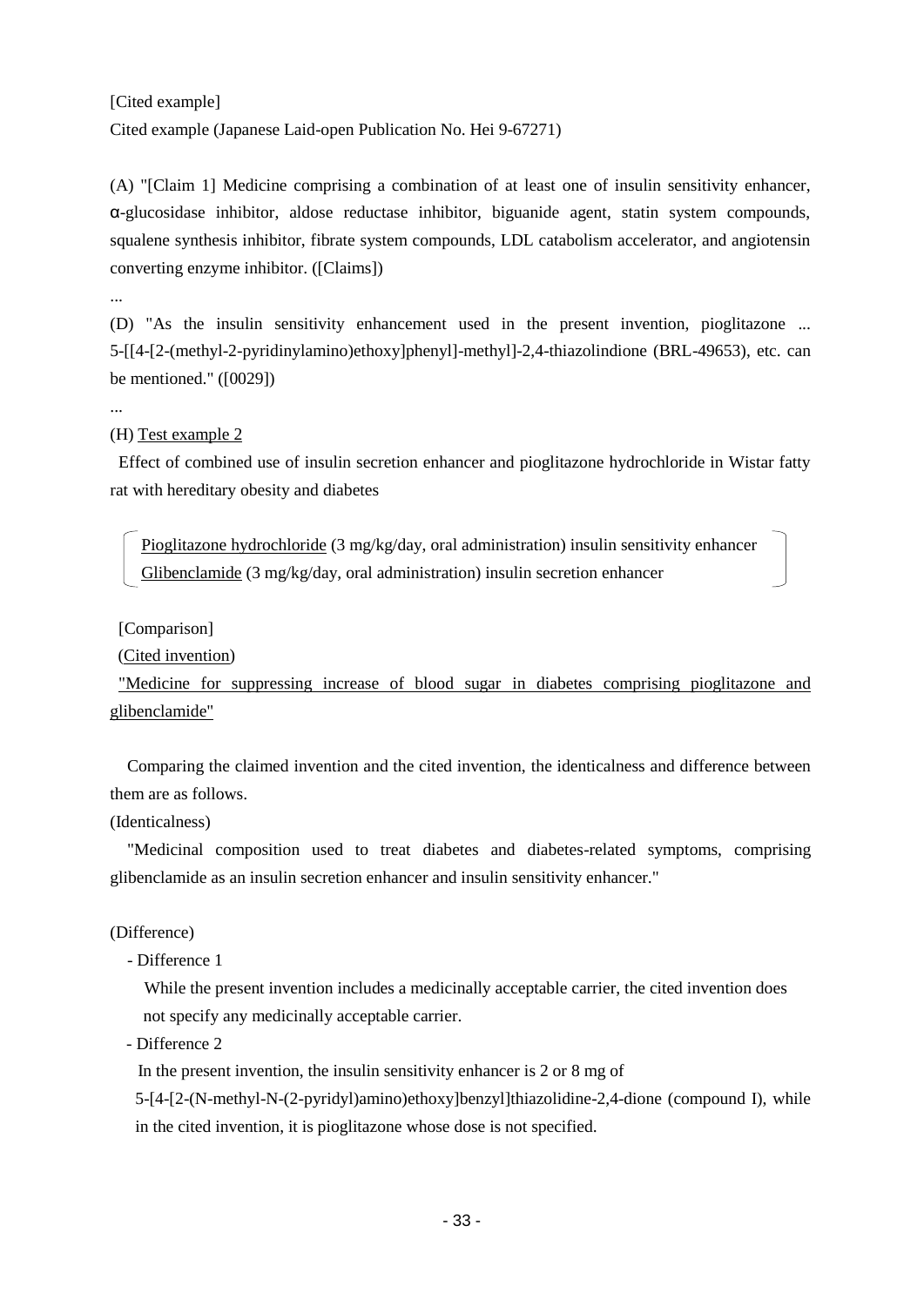[Cited example]

Cited example (Japanese Laid-open Publication No. Hei 9-67271)

(A) "[Claim 1] Medicine comprising a combination of at least one of insulin sensitivity enhancer, α-glucosidase inhibitor, aldose reductase inhibitor, biguanide agent, statin system compounds, squalene synthesis inhibitor, fibrate system compounds, LDL catabolism accelerator, and angiotensin converting enzyme inhibitor. ([Claims])

...

(D) "As the insulin sensitivity enhancement used in the present invention, pioglitazone ... 5-[[4-[2-(methyl-2-pyridinylamino)ethoxy]phenyl]-methyl]-2,4-thiazolindione (BRL-49653), etc. can be mentioned." ([0029])

...

(H) <u>Test example 2</u>

Effect of combined use of insulin secretion enhancer and pioglitazone hydrochloride in Wistar fatty rat with hereditary obesity and diabetes

<u>Pioglitazone hydrochloride</u> (3 mg/kg/day, oral administration) insulin sensitivity enhancer
<u>Glibenclamide</u> (3 mg/kg/day, oral administration) insulin secretion enhancer

[Comparison]

(<u>Cited invention</u>)

<u>"Medicine for suppressing increase of blood sugar in diabetes comprising pioglitazone and glibenclamide"</u>

Comparing the claimed invention and the cited invention, the identicalness and difference between them are as follows.

(Identicalness)

"Medicinal composition used to treat diabetes and diabetes-related symptoms, comprising glibenclamide as an insulin secretion enhancer and insulin sensitivity enhancer."

(Difference)

- Difference 1

  While the present invention includes a medicinally acceptable carrier, the cited invention does not specify any medicinally acceptable carrier.

- Difference 2

  In the present invention, the insulin sensitivity enhancer is 2 or 8 mg of 5-[4-[2-(N-methyl-N-(2-pyridyl)amino)ethoxy]benzyl]thiazolidine-2,4-dione (compound I), while in the cited invention, it is pioglitazone whose dose is not specified.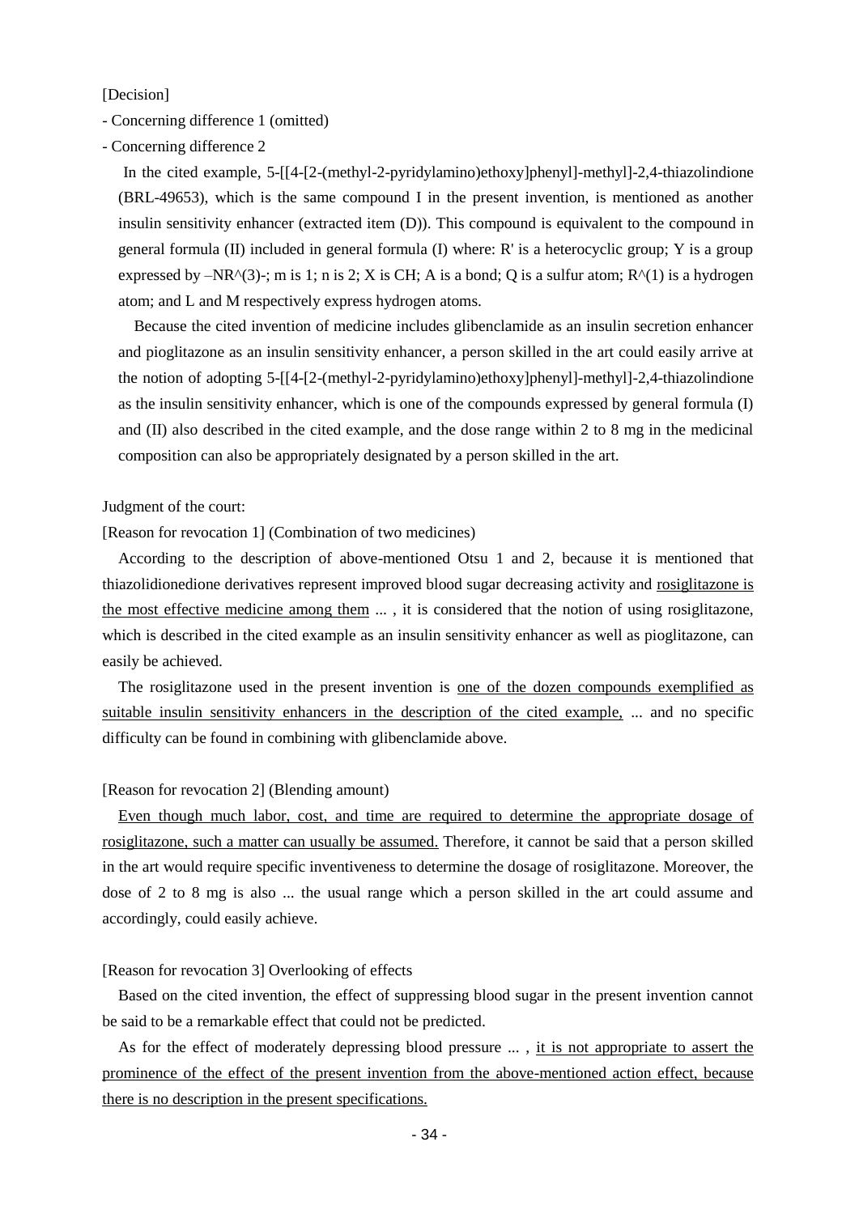[Decision]

- Concerning difference 1 (omitted)
- Concerning difference 2

In the cited example, 5-[[4-[2-(methyl-2-pyridylamino)ethoxy]phenyl]-methyl]-2,4-thiazolindione (BRL-49653), which is the same compound I in the present invention, is mentioned as another insulin sensitivity enhancer (extracted item (D)). This compound is equivalent to the compound in general formula (II) included in general formula (I) where: R' is a heterocyclic group; Y is a group expressed by $–NR^{(3)}$-; m is 1; n is 2; X is CH; A is a bond; Q is a sulfur atom; $R^{(1)}$ is a hydrogen atom; and L and M respectively express hydrogen atoms.

Because the cited invention of medicine includes glibenclamide as an insulin secretion enhancer and pioglitazone as an insulin sensitivity enhancer, a person skilled in the art could easily arrive at the notion of adopting 5-[[4-[2-(methyl-2-pyridylamino)ethoxy]phenyl]-methyl]-2,4-thiazolindione as the insulin sensitivity enhancer, which is one of the compounds expressed by general formula (I) and (II) also described in the cited example, and the dose range within 2 to 8 mg in the medicinal composition can also be appropriately designated by a person skilled in the art.

Judgment of the court:

[Reason for revocation 1] (Combination of two medicines)

According to the description of above-mentioned Otsu 1 and 2, because it is mentioned that thiazolidionedione derivatives represent improved blood sugar decreasing activity and rosiglitazone is the most effective medicine among them ... , it is considered that the notion of using rosiglitazone, which is described in the cited example as an insulin sensitivity enhancer as well as pioglitazone, can easily be achieved.

The rosiglitazone used in the present invention is one of the dozen compounds exemplified as suitable insulin sensitivity enhancers in the description of the cited example, ... and no specific difficulty can be found in combining with glibenclamide above.

[Reason for revocation 2] (Blending amount)

Even though much labor, cost, and time are required to determine the appropriate dosage of rosiglitazone, such a matter can usually be assumed. Therefore, it cannot be said that a person skilled in the art would require specific inventiveness to determine the dosage of rosiglitazone. Moreover, the dose of 2 to 8 mg is also ... the usual range which a person skilled in the art could assume and accordingly, could easily achieve.

[Reason for revocation 3] Overlooking of effects

Based on the cited invention, the effect of suppressing blood sugar in the present invention cannot be said to be a remarkable effect that could not be predicted.

As for the effect of moderately depressing blood pressure ... , it is not appropriate to assert the prominence of the effect of the present invention from the above-mentioned action effect, because there is no description in the present specifications.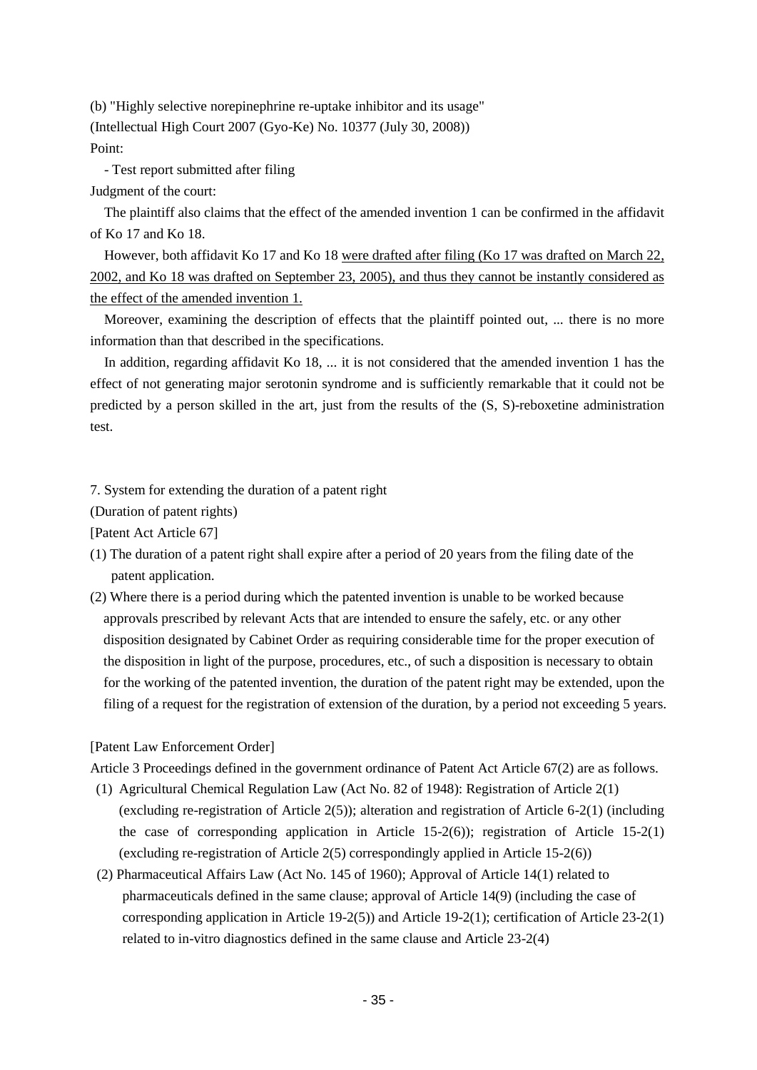(b) "Highly selective norepinephrine re-uptake inhibitor and its usage"

(Intellectual High Court 2007 (Gyo-Ke) No. 10377 (July 30, 2008))

Point:

- Test report submitted after filing

Judgment of the court:

The plaintiff also claims that the effect of the amended invention 1 can be confirmed in the affidavit of Ko 17 and Ko 18.

However, both affidavit Ko 17 and Ko 18 <u>were drafted after filing (Ko 17 was drafted on March 22, 2002, and Ko 18 was drafted on September 23, 2005), and thus they cannot be instantly considered as the effect of the amended invention 1.</u>

Moreover, examining the description of effects that the plaintiff pointed out, ... there is no more information than that described in the specifications.

In addition, regarding affidavit Ko 18, ... it is not considered that the amended invention 1 has the effect of not generating major serotonin syndrome and is sufficiently remarkable that it could not be predicted by a person skilled in the art, just from the results of the (S, S)-reboxetine administration test.

## 7. System for extending the duration of a patent right

(Duration of patent rights)

[Patent Act Article 67]

(1) The duration of a patent right shall expire after a period of 20 years from the filing date of the patent application.

(2) Where there is a period during which the patented invention is unable to be worked because approvals prescribed by relevant Acts that are intended to ensure the safely, etc. or any other disposition designated by Cabinet Order as requiring considerable time for the proper execution of the disposition in light of the purpose, procedures, etc., of such a disposition is necessary to obtain for the working of the patented invention, the duration of the patent right may be extended, upon the filing of a request for the registration of extension of the duration, by a period not exceeding 5 years.

[Patent Law Enforcement Order]

Article 3 Proceedings defined in the government ordinance of Patent Act Article 67(2) are as follows.

(1) Agricultural Chemical Regulation Law (Act No. 82 of 1948): Registration of Article 2(1) (excluding re-registration of Article 2(5)); alteration and registration of Article 6-2(1) (including the case of corresponding application in Article 15-2(6)); registration of Article 15-2(1) (excluding re-registration of Article 2(5) correspondingly applied in Article 15-2(6))

(2) Pharmaceutical Affairs Law (Act No. 145 of 1960); Approval of Article 14(1) related to pharmaceuticals defined in the same clause; approval of Article 14(9) (including the case of corresponding application in Article 19-2(5)) and Article 19-2(1); certification of Article 23-2(1) related to in-vitro diagnostics defined in the same clause and Article 23-2(4)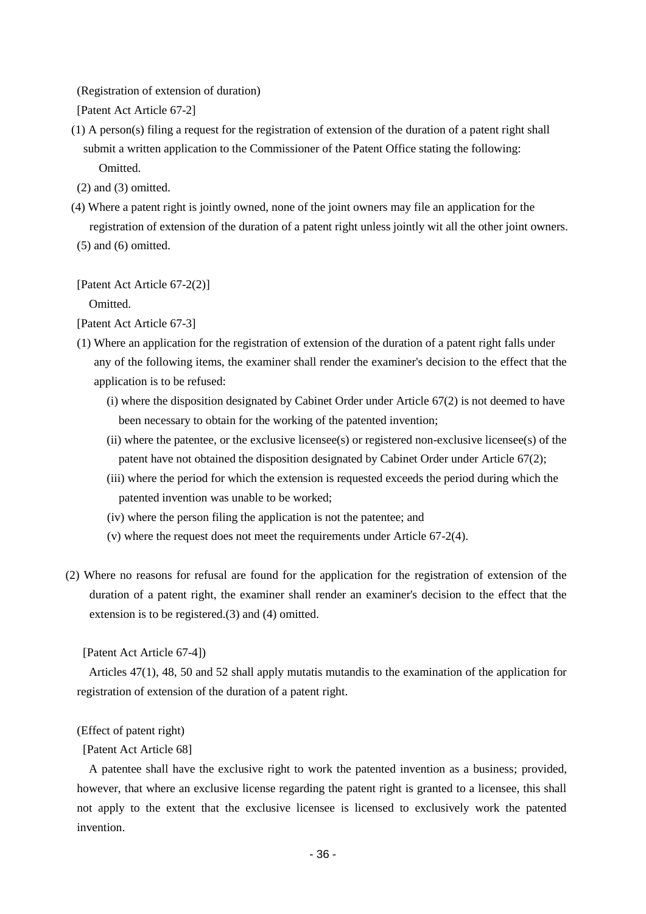(Registration of extension of duration)

[Patent Act Article 67-2]

(1) A person(s) filing a request for the registration of extension of the duration of a patent right shall submit a written application to the Commissioner of the Patent Office stating the following:

Omitted.

(2) and (3) omitted.

(4) Where a patent right is jointly owned, none of the joint owners may file an application for the registration of extension of the duration of a patent right unless jointly wit all the other joint owners.

(5) and (6) omitted.

[Patent Act Article 67-2(2)]

Omitted.

[Patent Act Article 67-3]

(1) Where an application for the registration of extension of the duration of a patent right falls under any of the following items, the examiner shall render the examiner's decision to the effect that the application is to be refused:

(i) where the disposition designated by Cabinet Order under Article 67(2) is not deemed to have been necessary to obtain for the working of the patented invention;

(ii) where the patentee, or the exclusive licensee(s) or registered non-exclusive licensee(s) of the patent have not obtained the disposition designated by Cabinet Order under Article 67(2);

(iii) where the period for which the extension is requested exceeds the period during which the patented invention was unable to be worked;

(iv) where the person filing the application is not the patentee; and

(v) where the request does not meet the requirements under Article 67-2(4).

(2) Where no reasons for refusal are found for the application for the registration of extension of the duration of a patent right, the examiner shall render an examiner's decision to the effect that the extension is to be registered.(3) and (4) omitted.

[Patent Act Article 67-4])

Articles 47(1), 48, 50 and 52 shall apply mutatis mutandis to the examination of the application for registration of extension of the duration of a patent right.

(Effect of patent right)

[Patent Act Article 68]

A patentee shall have the exclusive right to work the patented invention as a business; provided, however, that where an exclusive license regarding the patent right is granted to a licensee, this shall not apply to the extent that the exclusive licensee is licensed to exclusively work the patented invention.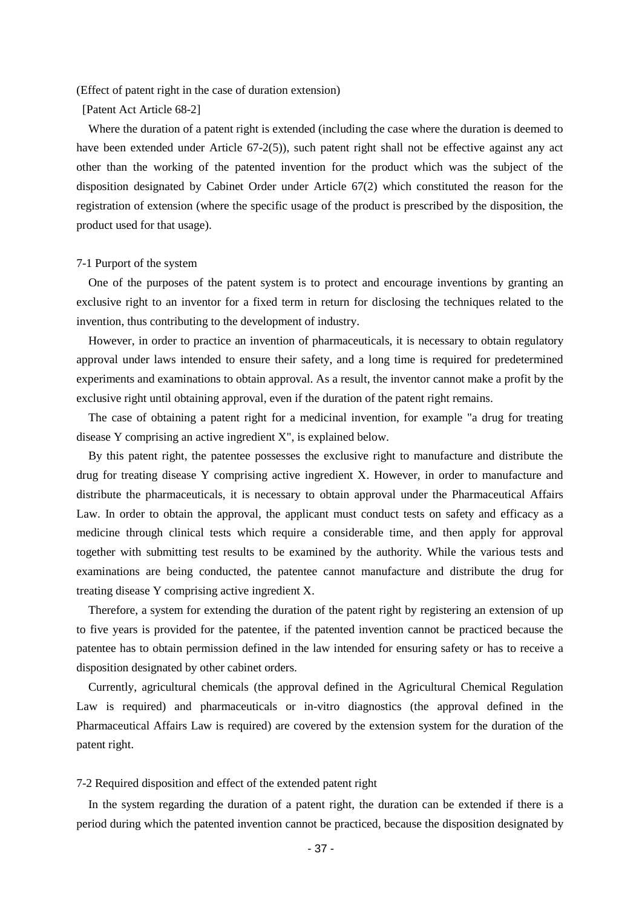(Effect of patent right in the case of duration extension)

[Patent Act Article 68-2]

Where the duration of a patent right is extended (including the case where the duration is deemed to have been extended under Article 67-2(5)), such patent right shall not be effective against any act other than the working of the patented invention for the product which was the subject of the disposition designated by Cabinet Order under Article 67(2) which constituted the reason for the registration of extension (where the specific usage of the product is prescribed by the disposition, the product used for that usage).

7-1 Purport of the system

One of the purposes of the patent system is to protect and encourage inventions by granting an exclusive right to an inventor for a fixed term in return for disclosing the techniques related to the invention, thus contributing to the development of industry.

However, in order to practice an invention of pharmaceuticals, it is necessary to obtain regulatory approval under laws intended to ensure their safety, and a long time is required for predetermined experiments and examinations to obtain approval. As a result, the inventor cannot make a profit by the exclusive right until obtaining approval, even if the duration of the patent right remains.

The case of obtaining a patent right for a medicinal invention, for example "a drug for treating disease Y comprising an active ingredient X", is explained below.

By this patent right, the patentee possesses the exclusive right to manufacture and distribute the drug for treating disease Y comprising active ingredient X. However, in order to manufacture and distribute the pharmaceuticals, it is necessary to obtain approval under the Pharmaceutical Affairs Law. In order to obtain the approval, the applicant must conduct tests on safety and efficacy as a medicine through clinical tests which require a considerable time, and then apply for approval together with submitting test results to be examined by the authority. While the various tests and examinations are being conducted, the patentee cannot manufacture and distribute the drug for treating disease Y comprising active ingredient X.

Therefore, a system for extending the duration of the patent right by registering an extension of up to five years is provided for the patentee, if the patented invention cannot be practiced because the patentee has to obtain permission defined in the law intended for ensuring safety or has to receive a disposition designated by other cabinet orders.

Currently, agricultural chemicals (the approval defined in the Agricultural Chemical Regulation Law is required) and pharmaceuticals or in-vitro diagnostics (the approval defined in the Pharmaceutical Affairs Law is required) are covered by the extension system for the duration of the patent right.

7-2 Required disposition and effect of the extended patent right

In the system regarding the duration of a patent right, the duration can be extended if there is a period during which the patented invention cannot be practiced, because the disposition designated by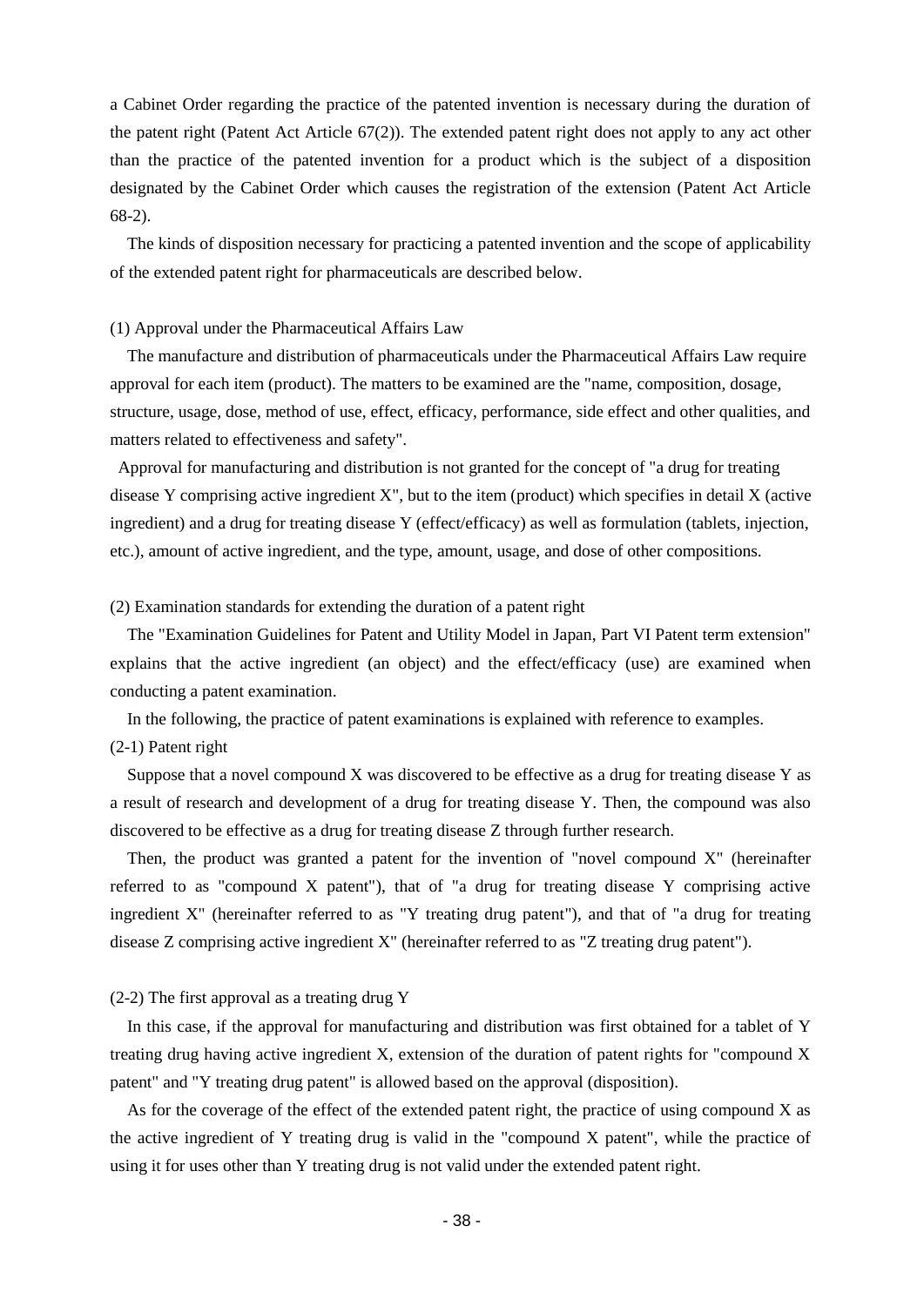a Cabinet Order regarding the practice of the patented invention is necessary during the duration of the patent right (Patent Act Article 67(2)). The extended patent right does not apply to any act other than the practice of the patented invention for a product which is the subject of a disposition designated by the Cabinet Order which causes the registration of the extension (Patent Act Article 68-2).

The kinds of disposition necessary for practicing a patented invention and the scope of applicability of the extended patent right for pharmaceuticals are described below.

(1) Approval under the Pharmaceutical Affairs Law

The manufacture and distribution of pharmaceuticals under the Pharmaceutical Affairs Law require approval for each item (product). The matters to be examined are the "name, composition, dosage, structure, usage, dose, method of use, effect, efficacy, performance, side effect and other qualities, and matters related to effectiveness and safety".

Approval for manufacturing and distribution is not granted for the concept of "a drug for treating disease Y comprising active ingredient X", but to the item (product) which specifies in detail X (active ingredient) and a drug for treating disease Y (effect/efficacy) as well as formulation (tablets, injection, etc.), amount of active ingredient, and the type, amount, usage, and dose of other compositions.

(2) Examination standards for extending the duration of a patent right

The "Examination Guidelines for Patent and Utility Model in Japan, Part VI Patent term extension" explains that the active ingredient (an object) and the effect/efficacy (use) are examined when conducting a patent examination.

In the following, the practice of patent examinations is explained with reference to examples.

(2-1) Patent right

Suppose that a novel compound X was discovered to be effective as a drug for treating disease Y as a result of research and development of a drug for treating disease Y. Then, the compound was also discovered to be effective as a drug for treating disease Z through further research.

Then, the product was granted a patent for the invention of "novel compound X" (hereinafter referred to as "compound X patent"), that of "a drug for treating disease Y comprising active ingredient X" (hereinafter referred to as "Y treating drug patent"), and that of "a drug for treating disease Z comprising active ingredient X" (hereinafter referred to as "Z treating drug patent").

(2-2) The first approval as a treating drug Y

In this case, if the approval for manufacturing and distribution was first obtained for a tablet of Y treating drug having active ingredient X, extension of the duration of patent rights for "compound X patent" and "Y treating drug patent" is allowed based on the approval (disposition).

As for the coverage of the effect of the extended patent right, the practice of using compound X as the active ingredient of Y treating drug is valid in the "compound X patent", while the practice of using it for uses other than Y treating drug is not valid under the extended patent right.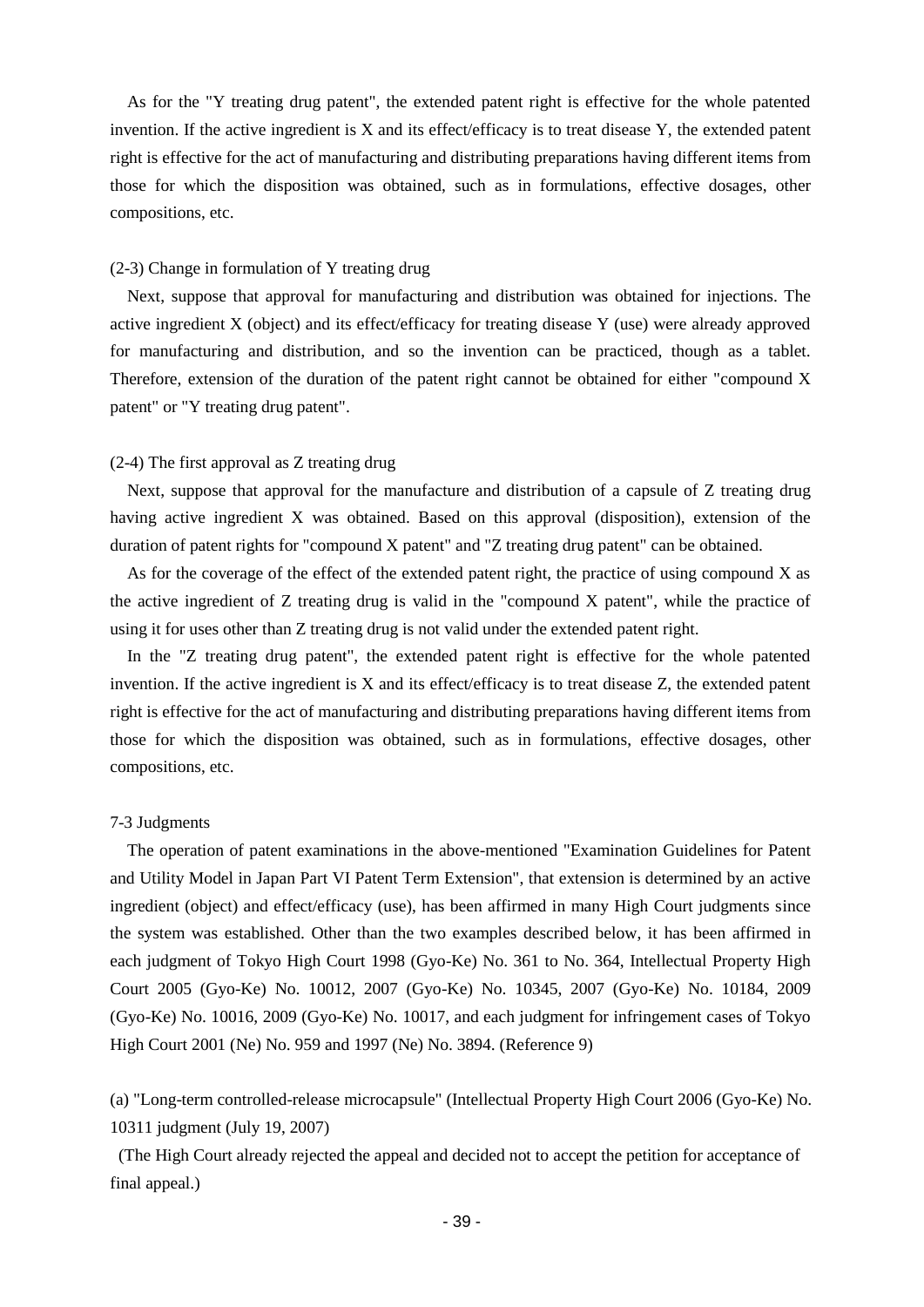As for the "Y treating drug patent", the extended patent right is effective for the whole patented invention. If the active ingredient is X and its effect/efficacy is to treat disease Y, the extended patent right is effective for the act of manufacturing and distributing preparations having different items from those for which the disposition was obtained, such as in formulations, effective dosages, other compositions, etc.

(2-3) Change in formulation of Y treating drug

Next, suppose that approval for manufacturing and distribution was obtained for injections. The active ingredient X (object) and its effect/efficacy for treating disease Y (use) were already approved for manufacturing and distribution, and so the invention can be practiced, though as a tablet. Therefore, extension of the duration of the patent right cannot be obtained for either "compound X patent" or "Y treating drug patent".

(2-4) The first approval as Z treating drug

Next, suppose that approval for the manufacture and distribution of a capsule of Z treating drug having active ingredient X was obtained. Based on this approval (disposition), extension of the duration of patent rights for "compound X patent" and "Z treating drug patent" can be obtained.

As for the coverage of the effect of the extended patent right, the practice of using compound X as the active ingredient of Z treating drug is valid in the "compound X patent", while the practice of using it for uses other than Z treating drug is not valid under the extended patent right.

In the "Z treating drug patent", the extended patent right is effective for the whole patented invention. If the active ingredient is X and its effect/efficacy is to treat disease Z, the extended patent right is effective for the act of manufacturing and distributing preparations having different items from those for which the disposition was obtained, such as in formulations, effective dosages, other compositions, etc.

7-3 Judgments

The operation of patent examinations in the above-mentioned "Examination Guidelines for Patent and Utility Model in Japan Part VI Patent Term Extension", that extension is determined by an active ingredient (object) and effect/efficacy (use), has been affirmed in many High Court judgments since the system was established. Other than the two examples described below, it has been affirmed in each judgment of Tokyo High Court 1998 (Gyo-Ke) No. 361 to No. 364, Intellectual Property High Court 2005 (Gyo-Ke) No. 10012, 2007 (Gyo-Ke) No. 10345, 2007 (Gyo-Ke) No. 10184, 2009 (Gyo-Ke) No. 10016, 2009 (Gyo-Ke) No. 10017, and each judgment for infringement cases of Tokyo High Court 2001 (Ne) No. 959 and 1997 (Ne) No. 3894. (Reference 9)

(a) "Long-term controlled-release microcapsule" (Intellectual Property High Court 2006 (Gyo-Ke) No. 10311 judgment (July 19, 2007)

(The High Court already rejected the appeal and decided not to accept the petition for acceptance of final appeal.)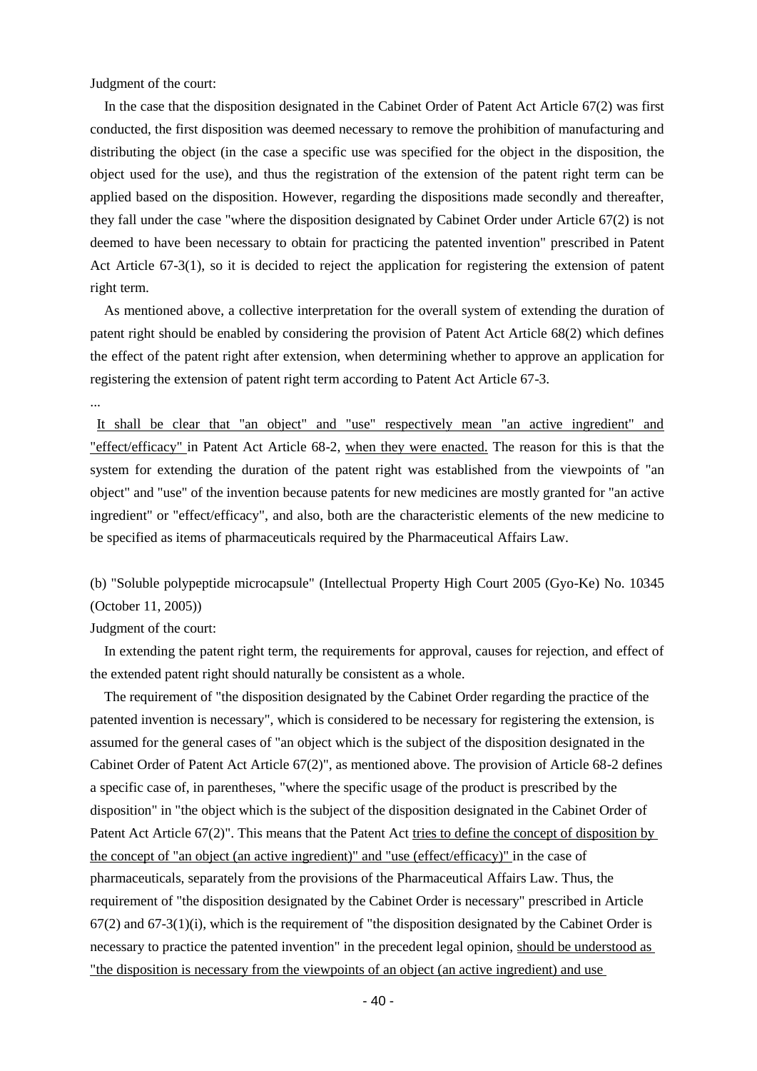Judgment of the court:

In the case that the disposition designated in the Cabinet Order of Patent Act Article 67(2) was first conducted, the first disposition was deemed necessary to remove the prohibition of manufacturing and distributing the object (in the case a specific use was specified for the object in the disposition, the object used for the use), and thus the registration of the extension of the patent right term can be applied based on the disposition. However, regarding the dispositions made secondly and thereafter, they fall under the case "where the disposition designated by Cabinet Order under Article 67(2) is not deemed to have been necessary to obtain for practicing the patented invention" prescribed in Patent Act Article 67-3(1), so it is decided to reject the application for registering the extension of patent right term.

As mentioned above, a collective interpretation for the overall system of extending the duration of patent right should be enabled by considering the provision of Patent Act Article 68(2) which defines the effect of the patent right after extension, when determining whether to approve an application for registering the extension of patent right term according to Patent Act Article 67-3.

...

<u>It shall be clear that "an object" and "use" respectively mean "an active ingredient" and "effect/efficacy"</u> in Patent Act Article 68-2, <u>when they were enacted.</u> The reason for this is that the system for extending the duration of the patent right was established from the viewpoints of "an object" and "use" of the invention because patents for new medicines are mostly granted for "an active ingredient" or "effect/efficacy", and also, both are the characteristic elements of the new medicine to be specified as items of pharmaceuticals required by the Pharmaceutical Affairs Law.

(b) "Soluble polypeptide microcapsule" (Intellectual Property High Court 2005 (Gyo-Ke) No. 10345 (October 11, 2005))

Judgment of the court:

In extending the patent right term, the requirements for approval, causes for rejection, and effect of the extended patent right should naturally be consistent as a whole.

The requirement of "the disposition designated by the Cabinet Order regarding the practice of the patented invention is necessary", which is considered to be necessary for registering the extension, is assumed for the general cases of "an object which is the subject of the disposition designated in the Cabinet Order of Patent Act Article 67(2)", as mentioned above. The provision of Article 68-2 defines a specific case of, in parentheses, "where the specific usage of the product is prescribed by the disposition" in "the object which is the subject of the disposition designated in the Cabinet Order of Patent Act Article 67(2)". This means that the Patent Act <u>tries to define the concept of disposition by the concept of "an object (an active ingredient)" and "use (effect/efficacy)"</u> in the case of pharmaceuticals, separately from the provisions of the Pharmaceutical Affairs Law. Thus, the requirement of "the disposition designated by the Cabinet Order is necessary" prescribed in Article 67(2) and 67-3(1)(i), which is the requirement of "the disposition designated by the Cabinet Order is necessary to practice the patented invention" in the precedent legal opinion, <u>should be understood as "the disposition is necessary from the viewpoints of an object (an active ingredient) and use</u>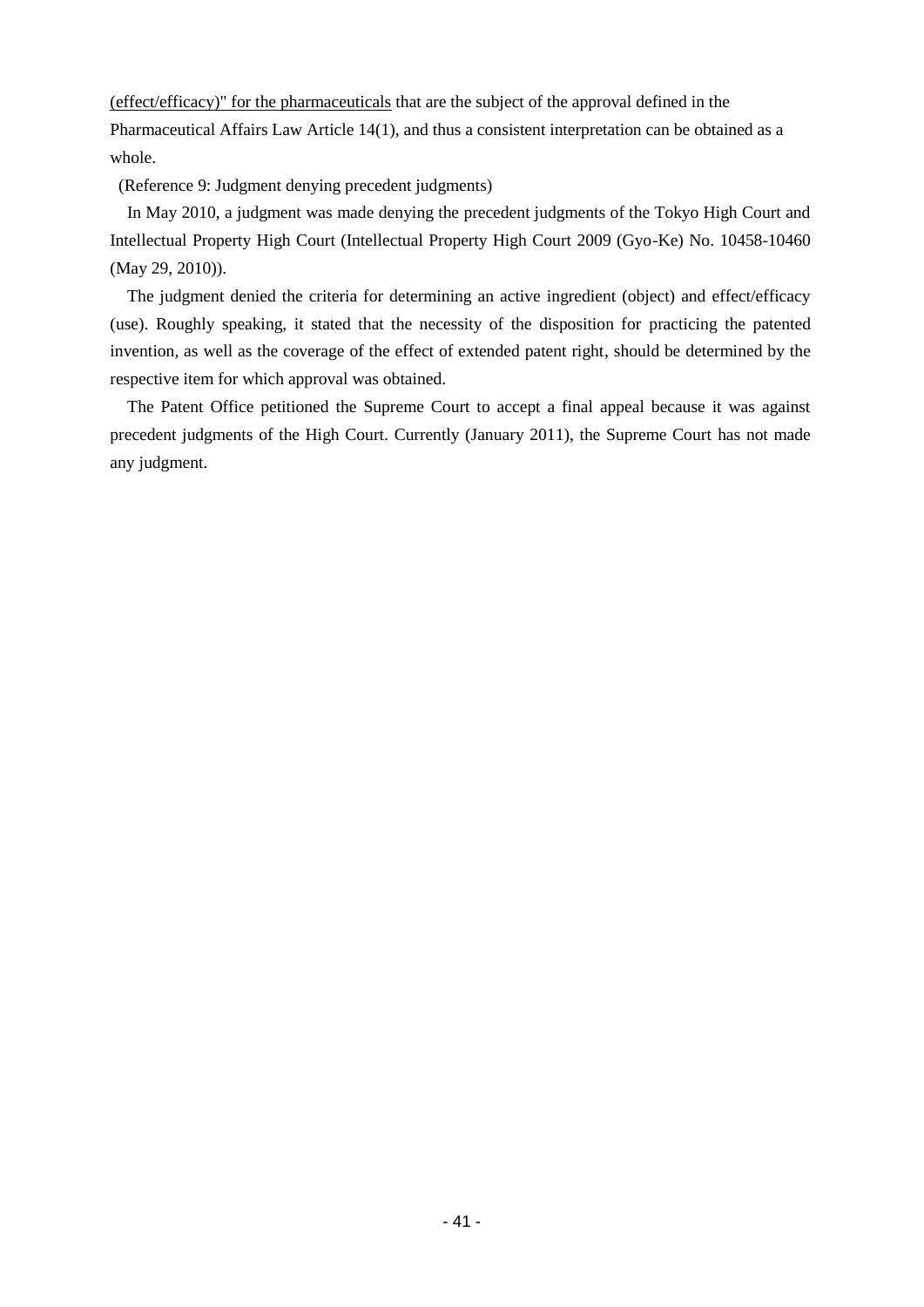<u>(effect/efficacy)" for the pharmaceuticals</u> that are the subject of the approval defined in the Pharmaceutical Affairs Law Article 14(1), and thus a consistent interpretation can be obtained as a whole.

(Reference 9: Judgment denying precedent judgments)

In May 2010, a judgment was made denying the precedent judgments of the Tokyo High Court and Intellectual Property High Court (Intellectual Property High Court 2009 (Gyo-Ke) No. 10458-10460 (May 29, 2010)).

The judgment denied the criteria for determining an active ingredient (object) and effect/efficacy (use). Roughly speaking, it stated that the necessity of the disposition for practicing the patented invention, as well as the coverage of the effect of extended patent right, should be determined by the respective item for which approval was obtained.

The Patent Office petitioned the Supreme Court to accept a final appeal because it was against precedent judgments of the High Court. Currently (January 2011), the Supreme Court has not made any judgment.